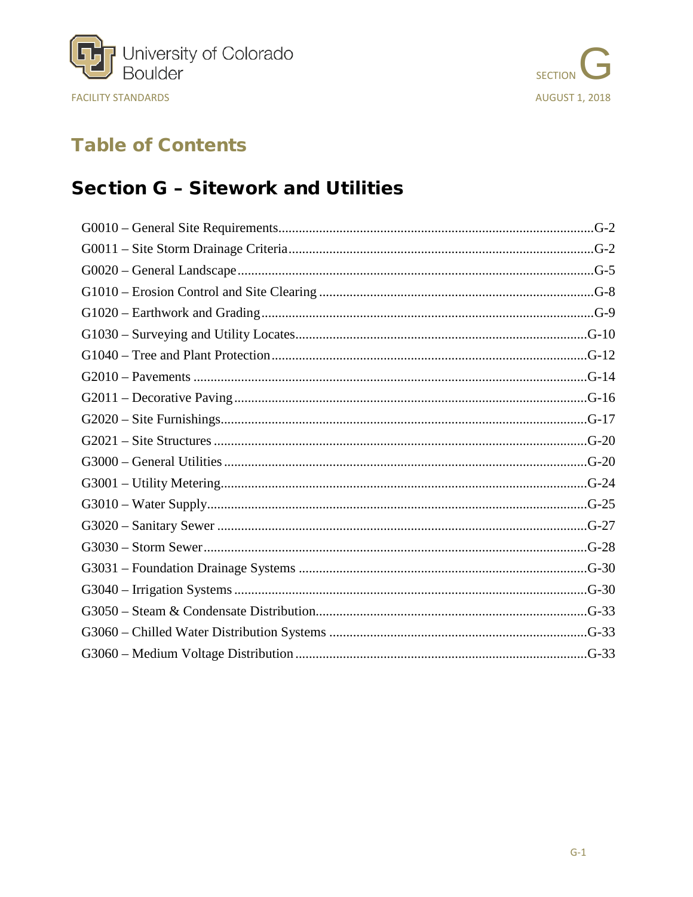# Table of Contents

## Section G – Sitework and Utilities

G0010 – General Site Requirements....................G-2
G0011 – Site Storm Drainage Criteria....................G-2
G0020 – General Landscape....................G-5
G1010 – Erosion Control and Site Clearing....................G-8
G1020 – Earthwork and Grading....................G-9
G1030 – Surveying and Utility Locates....................G-10
G1040 – Tree and Plant Protection....................G-12
G2010 – Pavements....................G-14
G2011 – Decorative Paving....................G-16
G2020 – Site Furnishings....................G-17
G2021 – Site Structures....................G-20
G3000 – General Utilities....................G-20
G3001 – Utility Metering....................G-24
G3010 – Water Supply....................G-25
G3020 – Sanitary Sewer....................G-27
G3030 – Storm Sewer....................G-28
G3031 – Foundation Drainage Systems....................G-30
G3040 – Irrigation Systems....................G-30
G3050 – Steam & Condensate Distribution....................G-33
G3060 – Chilled Water Distribution Systems....................G-33
G3060 – Medium Voltage Distribution....................G-33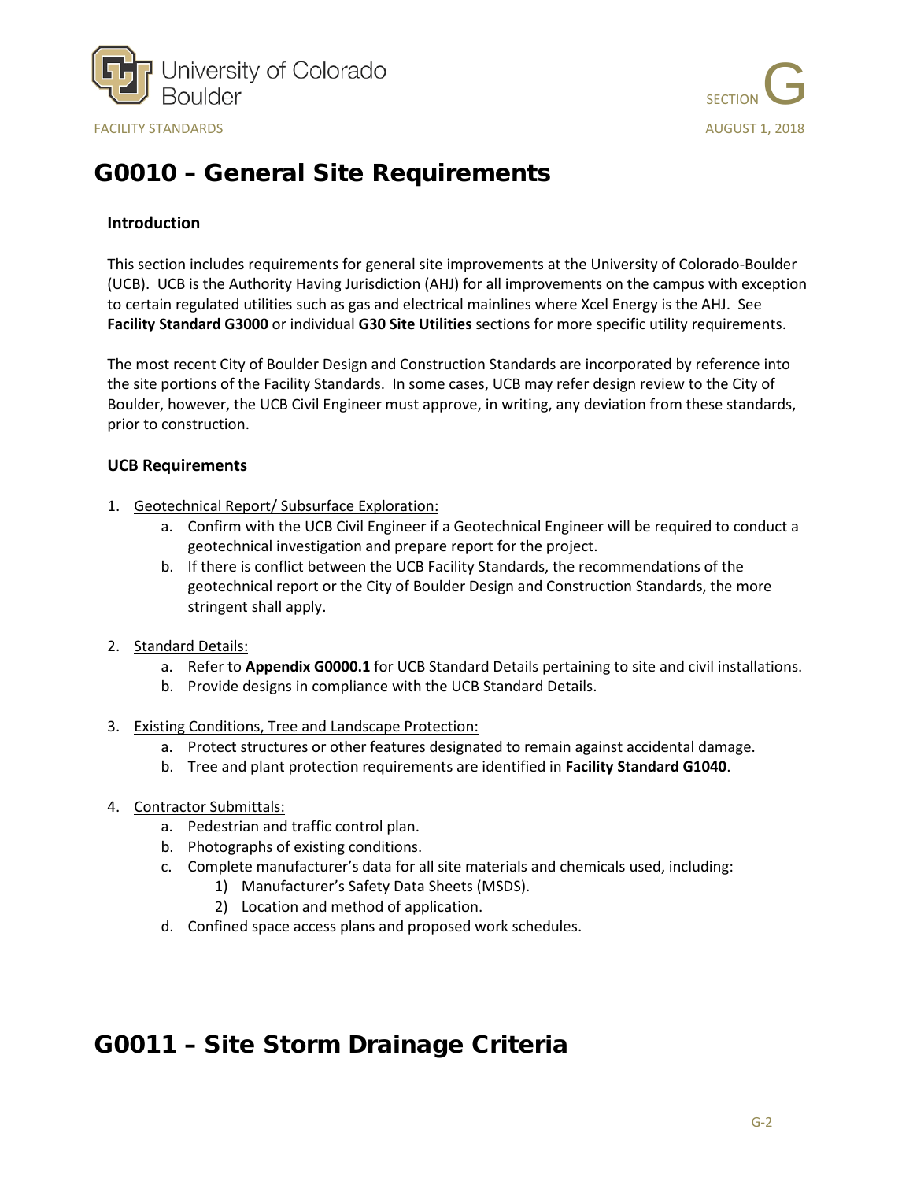# G0010 – General Site Requirements

### Introduction

This section includes requirements for general site improvements at the University of Colorado-Boulder (UCB). UCB is the Authority Having Jurisdiction (AHJ) for all improvements on the campus with exception to certain regulated utilities such as gas and electrical mainlines where Xcel Energy is the AHJ. See **Facility Standard G3000** or individual **G30 Site Utilities** sections for more specific utility requirements.

The most recent City of Boulder Design and Construction Standards are incorporated by reference into the site portions of the Facility Standards. In some cases, UCB may refer design review to the City of Boulder, however, the UCB Civil Engineer must approve, in writing, any deviation from these standards, prior to construction.

### UCB Requirements

1. Geotechnical Report/ Subsurface Exploration:
    a. Confirm with the UCB Civil Engineer if a Geotechnical Engineer will be required to conduct a geotechnical investigation and prepare report for the project.
    b. If there is conflict between the UCB Facility Standards, the recommendations of the geotechnical report or the City of Boulder Design and Construction Standards, the more stringent shall apply.

2. Standard Details:
    a. Refer to **Appendix G0000.1** for UCB Standard Details pertaining to site and civil installations.
    b. Provide designs in compliance with the UCB Standard Details.

3. Existing Conditions, Tree and Landscape Protection:
    a. Protect structures or other features designated to remain against accidental damage.
    b. Tree and plant protection requirements are identified in **Facility Standard G1040**.

4. Contractor Submittals:
    a. Pedestrian and traffic control plan.
    b. Photographs of existing conditions.
    c. Complete manufacturer's data for all site materials and chemicals used, including:
        1) Manufacturer's Safety Data Sheets (MSDS).
        2) Location and method of application.
    d. Confined space access plans and proposed work schedules.

# G0011 – Site Storm Drainage Criteria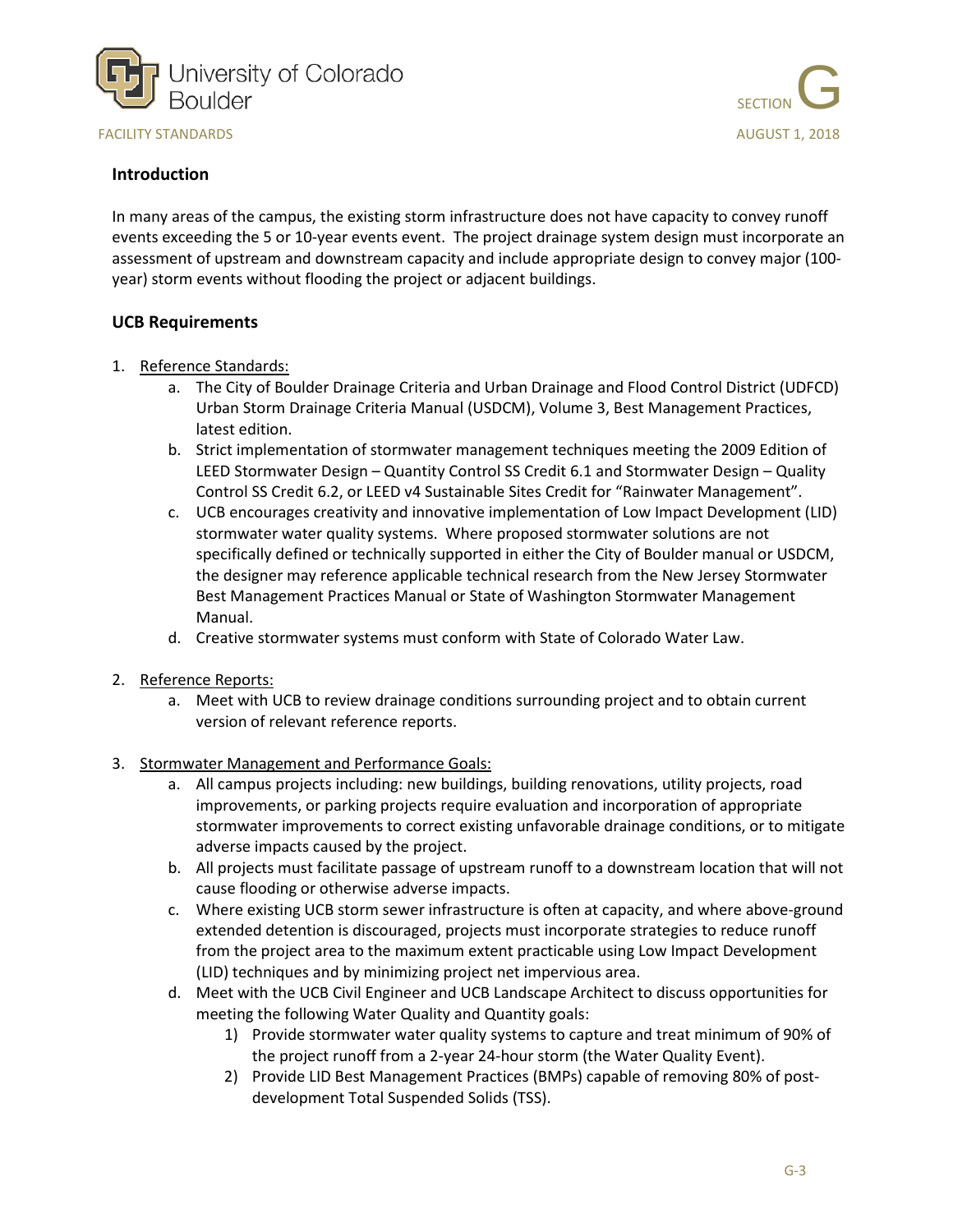## Introduction

In many areas of the campus, the existing storm infrastructure does not have capacity to convey runoff events exceeding the 5 or 10-year events event. The project drainage system design must incorporate an assessment of upstream and downstream capacity and include appropriate design to convey major (100-year) storm events without flooding the project or adjacent buildings.

## UCB Requirements

1. Reference Standards:
   a. The City of Boulder Drainage Criteria and Urban Drainage and Flood Control District (UDFCD) Urban Storm Drainage Criteria Manual (USDCM), Volume 3, Best Management Practices, latest edition.
   b. Strict implementation of stormwater management techniques meeting the 2009 Edition of LEED Stormwater Design – Quantity Control SS Credit 6.1 and Stormwater Design – Quality Control SS Credit 6.2, or LEED v4 Sustainable Sites Credit for "Rainwater Management".
   c. UCB encourages creativity and innovative implementation of Low Impact Development (LID) stormwater water quality systems. Where proposed stormwater solutions are not specifically defined or technically supported in either the City of Boulder manual or USDCM, the designer may reference applicable technical research from the New Jersey Stormwater Best Management Practices Manual or State of Washington Stormwater Management Manual.
   d. Creative stormwater systems must conform with State of Colorado Water Law.

2. Reference Reports:
   a. Meet with UCB to review drainage conditions surrounding project and to obtain current version of relevant reference reports.

3. Stormwater Management and Performance Goals:
   a. All campus projects including: new buildings, building renovations, utility projects, road improvements, or parking projects require evaluation and incorporation of appropriate stormwater improvements to correct existing unfavorable drainage conditions, or to mitigate adverse impacts caused by the project.
   b. All projects must facilitate passage of upstream runoff to a downstream location that will not cause flooding or otherwise adverse impacts.
   c. Where existing UCB storm sewer infrastructure is often at capacity, and where above-ground extended detention is discouraged, projects must incorporate strategies to reduce runoff from the project area to the maximum extent practicable using Low Impact Development (LID) techniques and by minimizing project net impervious area.
   d. Meet with the UCB Civil Engineer and UCB Landscape Architect to discuss opportunities for meeting the following Water Quality and Quantity goals:
      1) Provide stormwater water quality systems to capture and treat minimum of 90% of the project runoff from a 2-year 24-hour storm (the Water Quality Event).
      2) Provide LID Best Management Practices (BMPs) capable of removing 80% of post-development Total Suspended Solids (TSS).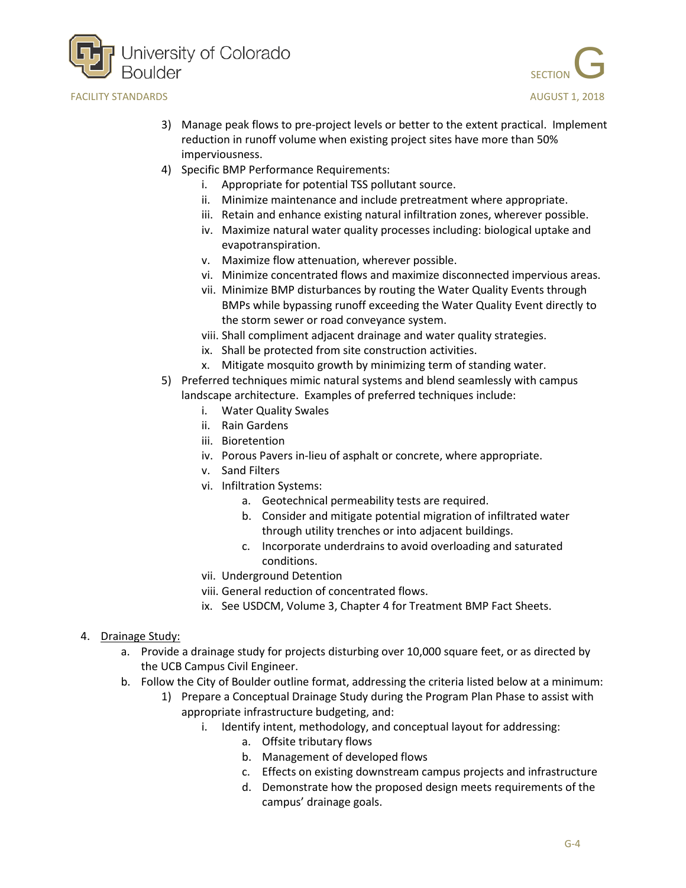3) Manage peak flows to pre-project levels or better to the extent practical. Implement reduction in runoff volume when existing project sites have more than 50% imperviousness.
4) Specific BMP Performance Requirements:
    i. Appropriate for potential TSS pollutant source.
    ii. Minimize maintenance and include pretreatment where appropriate.
    iii. Retain and enhance existing natural infiltration zones, wherever possible.
    iv. Maximize natural water quality processes including: biological uptake and evapotranspiration.
    v. Maximize flow attenuation, wherever possible.
    vi. Minimize concentrated flows and maximize disconnected impervious areas.
    vii. Minimize BMP disturbances by routing the Water Quality Events through BMPs while bypassing runoff exceeding the Water Quality Event directly to the storm sewer or road conveyance system.
    viii. Shall compliment adjacent drainage and water quality strategies.
    ix. Shall be protected from site construction activities.
    x. Mitigate mosquito growth by minimizing term of standing water.
5) Preferred techniques mimic natural systems and blend seamlessly with campus landscape architecture. Examples of preferred techniques include:
    i. Water Quality Swales
    ii. Rain Gardens
    iii. Bioretention
    iv. Porous Pavers in-lieu of asphalt or concrete, where appropriate.
    v. Sand Filters
    vi. Infiltration Systems:
        a. Geotechnical permeability tests are required.
        b. Consider and mitigate potential migration of infiltrated water through utility trenches or into adjacent buildings.
        c. Incorporate underdrains to avoid overloading and saturated conditions.
    vii. Underground Detention
    viii. General reduction of concentrated flows.
    ix. See USDCM, Volume 3, Chapter 4 for Treatment BMP Fact Sheets.

4. <u>Drainage Study:</u>
    a. Provide a drainage study for projects disturbing over 10,000 square feet, or as directed by the UCB Campus Civil Engineer.
    b. Follow the City of Boulder outline format, addressing the criteria listed below at a minimum:
        1) Prepare a Conceptual Drainage Study during the Program Plan Phase to assist with appropriate infrastructure budgeting, and:
            i. Identify intent, methodology, and conceptual layout for addressing:
                a. Offsite tributary flows
                b. Management of developed flows
                c. Effects on existing downstream campus projects and infrastructure
                d. Demonstrate how the proposed design meets requirements of the campus' drainage goals.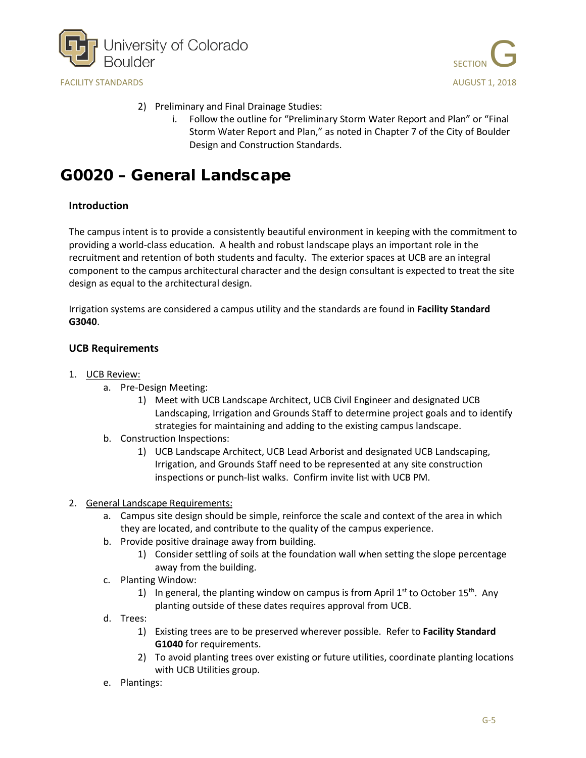2) Preliminary and Final Drainage Studies:
    i. Follow the outline for "Preliminary Storm Water Report and Plan" or "Final Storm Water Report and Plan," as noted in Chapter 7 of the City of Boulder Design and Construction Standards.

# G0020 – General Landscape

### Introduction

The campus intent is to provide a consistently beautiful environment in keeping with the commitment to providing a world-class education. A health and robust landscape plays an important role in the recruitment and retention of both students and faculty. The exterior spaces at UCB are an integral component to the campus architectural character and the design consultant is expected to treat the site design as equal to the architectural design.

Irrigation systems are considered a campus utility and the standards are found in **Facility Standard G3040**.

### UCB Requirements

1. UCB Review:
    a. Pre-Design Meeting:
        1) Meet with UCB Landscape Architect, UCB Civil Engineer and designated UCB Landscaping, Irrigation and Grounds Staff to determine project goals and to identify strategies for maintaining and adding to the existing campus landscape.
    b. Construction Inspections:
        1) UCB Landscape Architect, UCB Lead Arborist and designated UCB Landscaping, Irrigation, and Grounds Staff need to be represented at any site construction inspections or punch-list walks. Confirm invite list with UCB PM.

2. General Landscape Requirements:
    a. Campus site design should be simple, reinforce the scale and context of the area in which they are located, and contribute to the quality of the campus experience.
    b. Provide positive drainage away from building.
        1) Consider settling of soils at the foundation wall when setting the slope percentage away from the building.
    c. Planting Window:
        1) In general, the planting window on campus is from April 1st to October 15th. Any planting outside of these dates requires approval from UCB.
    d. Trees:
        1) Existing trees are to be preserved wherever possible. Refer to **Facility Standard G1040** for requirements.
        2) To avoid planting trees over existing or future utilities, coordinate planting locations with UCB Utilities group.
    e. Plantings: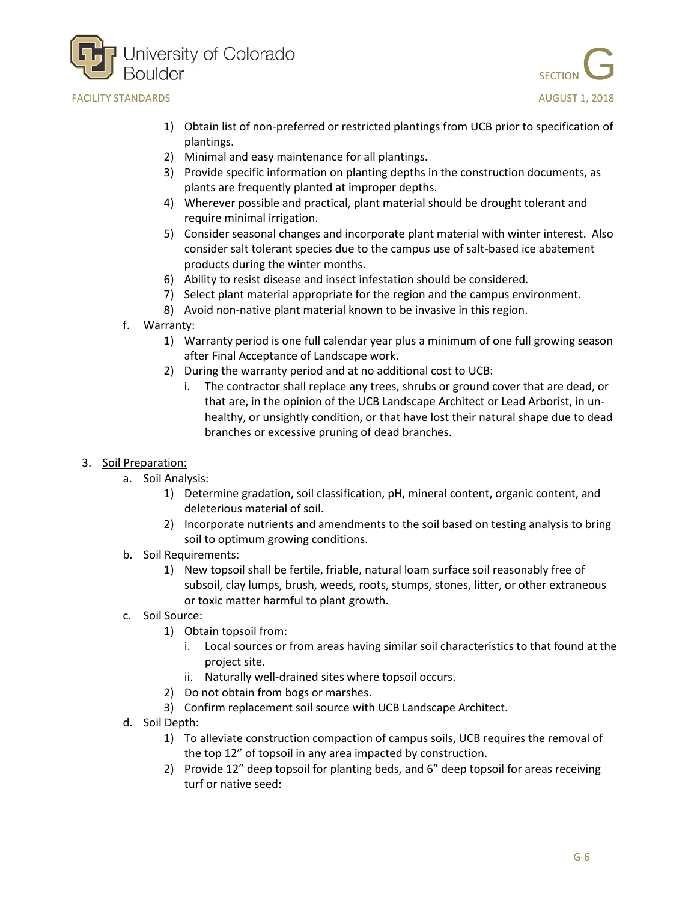1) Obtain list of non-preferred or restricted plantings from UCB prior to specification of plantings.
2) Minimal and easy maintenance for all plantings.
3) Provide specific information on planting depths in the construction documents, as plants are frequently planted at improper depths.
4) Wherever possible and practical, plant material should be drought tolerant and require minimal irrigation.
5) Consider seasonal changes and incorporate plant material with winter interest. Also consider salt tolerant species due to the campus use of salt-based ice abatement products during the winter months.
6) Ability to resist disease and insect infestation should be considered.
7) Select plant material appropriate for the region and the campus environment.
8) Avoid non-native plant material known to be invasive in this region.

f. Warranty:

1) Warranty period is one full calendar year plus a minimum of one full growing season after Final Acceptance of Landscape work.
2) During the warranty period and at no additional cost to UCB:
    i. The contractor shall replace any trees, shrubs or ground cover that are dead, or that are, in the opinion of the UCB Landscape Architect or Lead Arborist, in un-healthy, or unsightly condition, or that have lost their natural shape due to dead branches or excessive pruning of dead branches.

3. <u>Soil Preparation:</u>

a. Soil Analysis:

1) Determine gradation, soil classification, pH, mineral content, organic content, and deleterious material of soil.
2) Incorporate nutrients and amendments to the soil based on testing analysis to bring soil to optimum growing conditions.

b. Soil Requirements:

1) New topsoil shall be fertile, friable, natural loam surface soil reasonably free of subsoil, clay lumps, brush, weeds, roots, stumps, stones, litter, or other extraneous or toxic matter harmful to plant growth.

c. Soil Source:

1) Obtain topsoil from:
    i. Local sources or from areas having similar soil characteristics to that found at the project site.
    ii. Naturally well-drained sites where topsoil occurs.
2) Do not obtain from bogs or marshes.
3) Confirm replacement soil source with UCB Landscape Architect.

d. Soil Depth:

1) To alleviate construction compaction of campus soils, UCB requires the removal of the top 12" of topsoil in any area impacted by construction.
2) Provide 12" deep topsoil for planting beds, and 6" deep topsoil for areas receiving turf or native seed: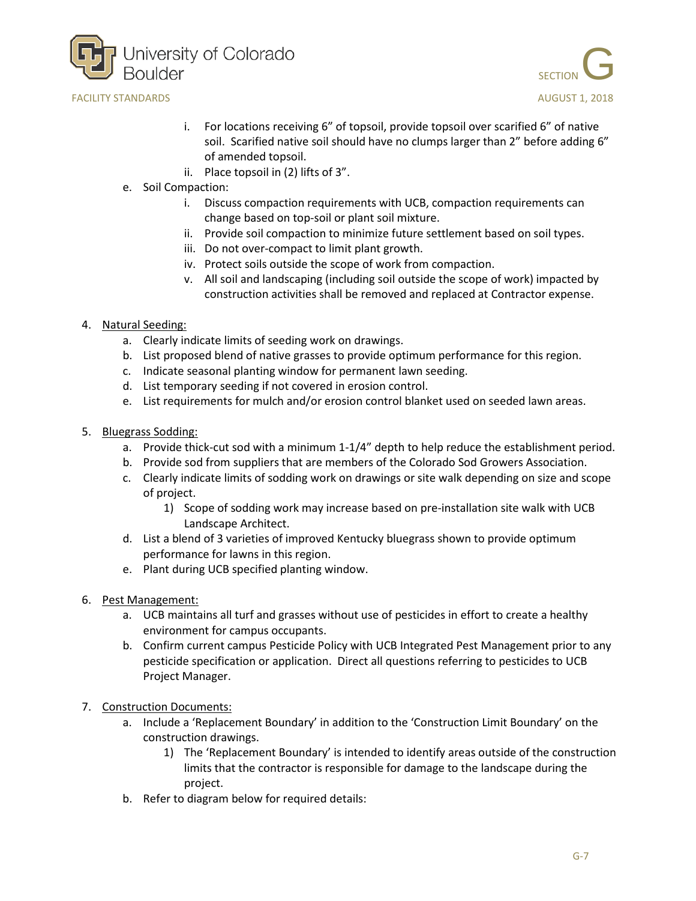i. For locations receiving 6" of topsoil, provide topsoil over scarified 6" of native soil. Scarified native soil should have no clumps larger than 2" before adding 6" of amended topsoil.

ii. Place topsoil in (2) lifts of 3".

e. Soil Compaction:

i. Discuss compaction requirements with UCB, compaction requirements can change based on top-soil or plant soil mixture.

ii. Provide soil compaction to minimize future settlement based on soil types.

iii. Do not over-compact to limit plant growth.

iv. Protect soils outside the scope of work from compaction.

v. All soil and landscaping (including soil outside the scope of work) impacted by construction activities shall be removed and replaced at Contractor expense.

4. <u>Natural Seeding:</u>
   a. Clearly indicate limits of seeding work on drawings.
   b. List proposed blend of native grasses to provide optimum performance for this region.
   c. Indicate seasonal planting window for permanent lawn seeding.
   d. List temporary seeding if not covered in erosion control.
   e. List requirements for mulch and/or erosion control blanket used on seeded lawn areas.

5. <u>Bluegrass Sodding:</u>
   a. Provide thick-cut sod with a minimum 1-1/4" depth to help reduce the establishment period.
   b. Provide sod from suppliers that are members of the Colorado Sod Growers Association.
   c. Clearly indicate limits of sodding work on drawings or site walk depending on size and scope of project.
      1) Scope of sodding work may increase based on pre-installation site walk with UCB Landscape Architect.
   d. List a blend of 3 varieties of improved Kentucky bluegrass shown to provide optimum performance for lawns in this region.
   e. Plant during UCB specified planting window.

6. <u>Pest Management:</u>
   a. UCB maintains all turf and grasses without use of pesticides in effort to create a healthy environment for campus occupants.
   b. Confirm current campus Pesticide Policy with UCB Integrated Pest Management prior to any pesticide specification or application. Direct all questions referring to pesticides to UCB Project Manager.

7. <u>Construction Documents:</u>
   a. Include a 'Replacement Boundary' in addition to the 'Construction Limit Boundary' on the construction drawings.
      1) The 'Replacement Boundary' is intended to identify areas outside of the construction limits that the contractor is responsible for damage to the landscape during the project.
   b. Refer to diagram below for required details: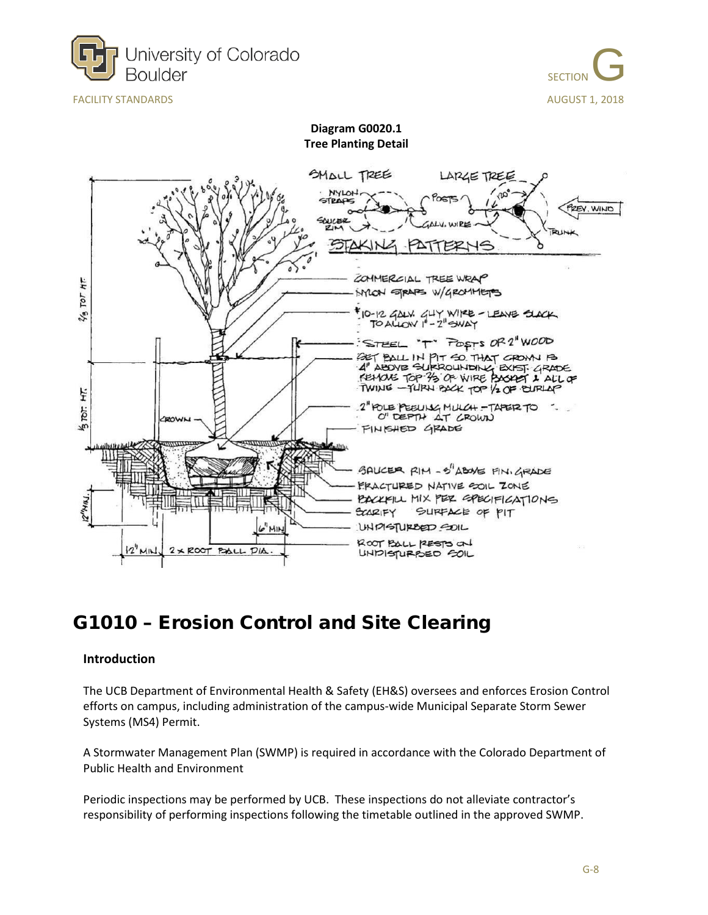**Diagram G0020.1**
**Tree Planting Detail**

SMALL TREE LARGE TREE

NYLON STRAPS POSTS 120° PREV. WIND

SAUCER RIM GALV. WIRE TRUNK

STAKING PATTERNS

2/3 TOT HT.

1/3 TOT HT.

CROWN

COMMERCIAL TREE WRAP

NYLON STRAPS W/GROMMETS

#10-12 GALV. GUY WIRE – LEAVE SLACK TO ALLOW 1" - 2" SWAY

STEEL "T" POSTS OR 2" WOOD

SET BALL IN PIT SO THAT CROWN IS 4" ABOVE SURROUNDING EXIST. GRADE REMOVE TOP 2/3 OF WIRE BASKET & ALL OF TWINE – TURN BACK TOP 1/2 OF BURLAP

2" POLE PEELING MULCH – TAPER TO 0" DEPTH AT CROWN

FINISHED GRADE

SAUCER RIM – 3" ABOVE FIN. GRADE

FRACTURED NATIVE SOIL ZONE

BACKFILL MIX PER SPECIFICATIONS

SCARIFY SURFACE OF PIT

UNDISTURBED SOIL

ROOT BALL RESTS ON UNDISTURBED SOIL

12" MIN.

6" MIN.

12" MIN. 2 x ROOT BALL DIA.

# G1010 – Erosion Control and Site Clearing

### Introduction

The UCB Department of Environmental Health & Safety (EH&S) oversees and enforces Erosion Control efforts on campus, including administration of the campus-wide Municipal Separate Storm Sewer Systems (MS4) Permit.

A Stormwater Management Plan (SWMP) is required in accordance with the Colorado Department of Public Health and Environment

Periodic inspections may be performed by UCB. These inspections do not alleviate contractor's responsibility of performing inspections following the timetable outlined in the approved SWMP.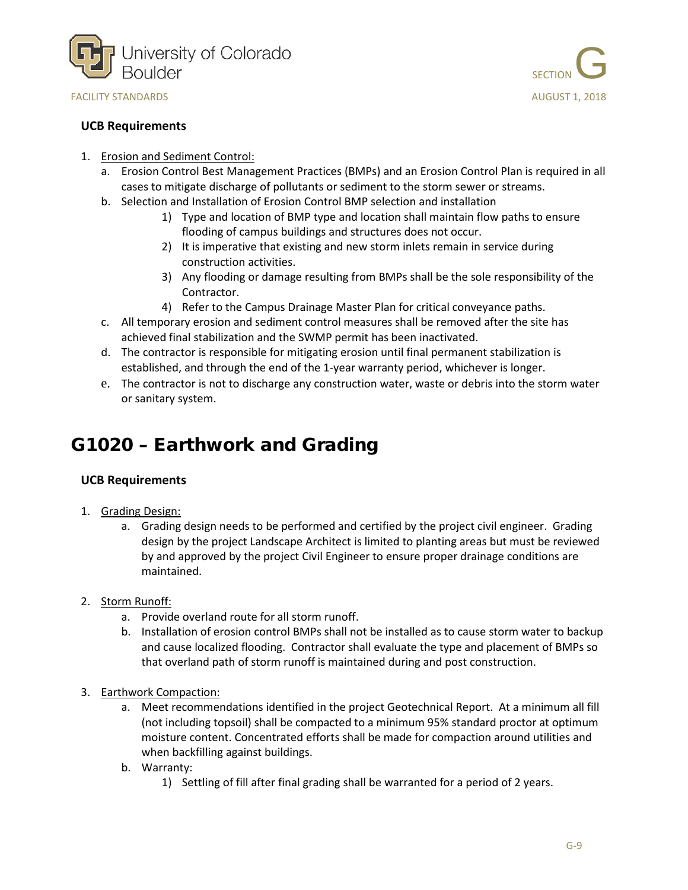### UCB Requirements

1. Erosion and Sediment Control:
   a. Erosion Control Best Management Practices (BMPs) and an Erosion Control Plan is required in all cases to mitigate discharge of pollutants or sediment to the storm sewer or streams.
   b. Selection and Installation of Erosion Control BMP selection and installation
      1) Type and location of BMP type and location shall maintain flow paths to ensure flooding of campus buildings and structures does not occur.
      2) It is imperative that existing and new storm inlets remain in service during construction activities.
      3) Any flooding or damage resulting from BMPs shall be the sole responsibility of the Contractor.
      4) Refer to the Campus Drainage Master Plan for critical conveyance paths.
   c. All temporary erosion and sediment control measures shall be removed after the site has achieved final stabilization and the SWMP permit has been inactivated.
   d. The contractor is responsible for mitigating erosion until final permanent stabilization is established, and through the end of the 1-year warranty period, whichever is longer.
   e. The contractor is not to discharge any construction water, waste or debris into the storm water or sanitary system.

## G1020 – Earthwork and Grading

### UCB Requirements

1. Grading Design:
   a. Grading design needs to be performed and certified by the project civil engineer. Grading design by the project Landscape Architect is limited to planting areas but must be reviewed by and approved by the project Civil Engineer to ensure proper drainage conditions are maintained.

2. Storm Runoff:
   a. Provide overland route for all storm runoff.
   b. Installation of erosion control BMPs shall not be installed as to cause storm water to backup and cause localized flooding. Contractor shall evaluate the type and placement of BMPs so that overland path of storm runoff is maintained during and post construction.

3. Earthwork Compaction:
   a. Meet recommendations identified in the project Geotechnical Report. At a minimum all fill (not including topsoil) shall be compacted to a minimum 95% standard proctor at optimum moisture content. Concentrated efforts shall be made for compaction around utilities and when backfilling against buildings.
   b. Warranty:
      1) Settling of fill after final grading shall be warranted for a period of 2 years.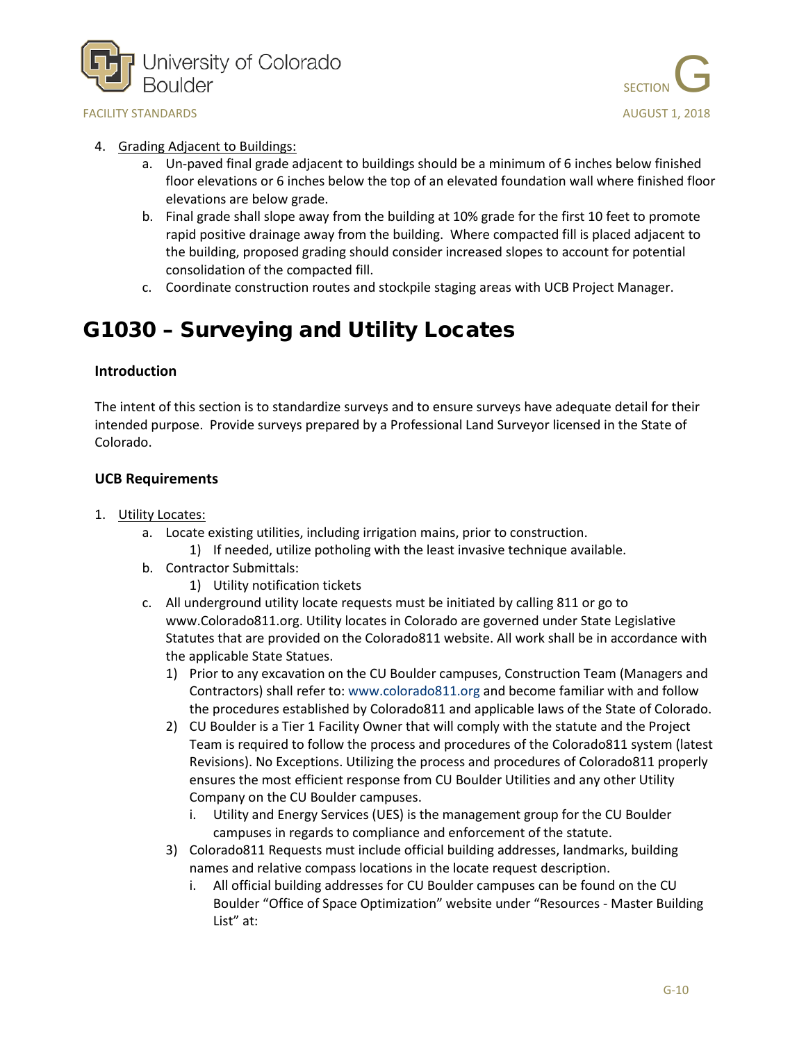4. Grading Adjacent to Buildings:
    a. Un-paved final grade adjacent to buildings should be a minimum of 6 inches below finished floor elevations or 6 inches below the top of an elevated foundation wall where finished floor elevations are below grade.
    b. Final grade shall slope away from the building at 10% grade for the first 10 feet to promote rapid positive drainage away from the building. Where compacted fill is placed adjacent to the building, proposed grading should consider increased slopes to account for potential consolidation of the compacted fill.
    c. Coordinate construction routes and stockpile staging areas with UCB Project Manager.

# G1030 – Surveying and Utility Locates

### Introduction

The intent of this section is to standardize surveys and to ensure surveys have adequate detail for their intended purpose. Provide surveys prepared by a Professional Land Surveyor licensed in the State of Colorado.

### UCB Requirements

1. Utility Locates:
    a. Locate existing utilities, including irrigation mains, prior to construction.
        1) If needed, utilize potholing with the least invasive technique available.
    b. Contractor Submittals:
        1) Utility notification tickets
    c. All underground utility locate requests must be initiated by calling 811 or go to www.Colorado811.org. Utility locates in Colorado are governed under State Legislative Statutes that are provided on the Colorado811 website. All work shall be in accordance with the applicable State Statues.
        1) Prior to any excavation on the CU Boulder campuses, Construction Team (Managers and Contractors) shall refer to: www.colorado811.org and become familiar with and follow the procedures established by Colorado811 and applicable laws of the State of Colorado.
        2) CU Boulder is a Tier 1 Facility Owner that will comply with the statute and the Project Team is required to follow the process and procedures of the Colorado811 system (latest Revisions). No Exceptions. Utilizing the process and procedures of Colorado811 properly ensures the most efficient response from CU Boulder Utilities and any other Utility Company on the CU Boulder campuses.
            i. Utility and Energy Services (UES) is the management group for the CU Boulder campuses in regards to compliance and enforcement of the statute.
        3) Colorado811 Requests must include official building addresses, landmarks, building names and relative compass locations in the locate request description.
            i. All official building addresses for CU Boulder campuses can be found on the CU Boulder "Office of Space Optimization" website under "Resources - Master Building List" at: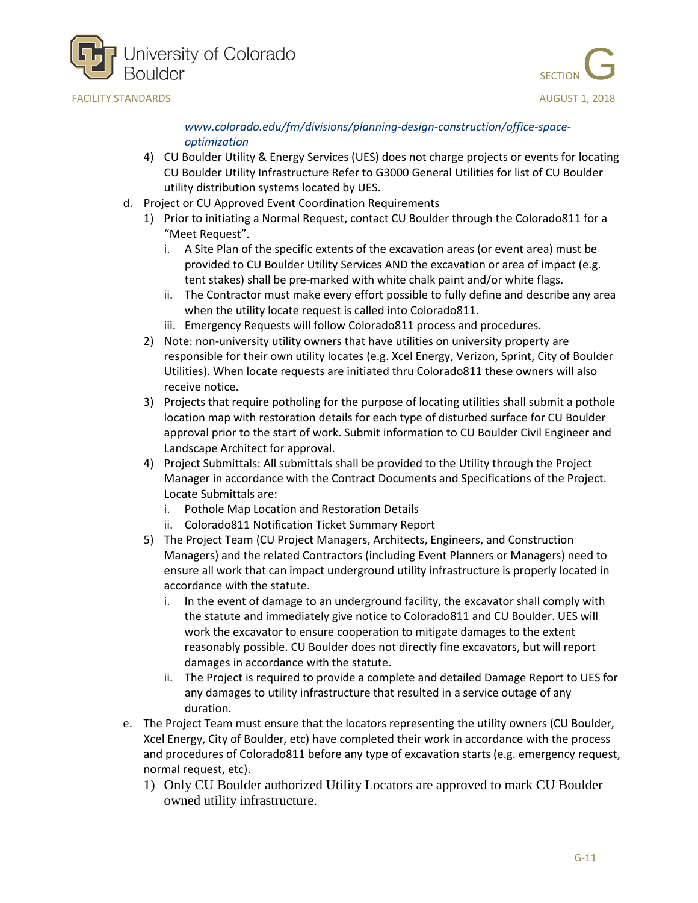*www.colorado.edu/fm/divisions/planning-design-construction/office-space-optimization*

4) CU Boulder Utility & Energy Services (UES) does not charge projects or events for locating CU Boulder Utility Infrastructure Refer to G3000 General Utilities for list of CU Boulder utility distribution systems located by UES.

d. Project or CU Approved Event Coordination Requirements
   1) Prior to initiating a Normal Request, contact CU Boulder through the Colorado811 for a "Meet Request".
      i. A Site Plan of the specific extents of the excavation areas (or event area) must be provided to CU Boulder Utility Services AND the excavation or area of impact (e.g. tent stakes) shall be pre-marked with white chalk paint and/or white flags.
      ii. The Contractor must make every effort possible to fully define and describe any area when the utility locate request is called into Colorado811.
      iii. Emergency Requests will follow Colorado811 process and procedures.
   2) Note: non-university utility owners that have utilities on university property are responsible for their own utility locates (e.g. Xcel Energy, Verizon, Sprint, City of Boulder Utilities). When locate requests are initiated thru Colorado811 these owners will also receive notice.
   3) Projects that require potholing for the purpose of locating utilities shall submit a pothole location map with restoration details for each type of disturbed surface for CU Boulder approval prior to the start of work. Submit information to CU Boulder Civil Engineer and Landscape Architect for approval.
   4) Project Submittals: All submittals shall be provided to the Utility through the Project Manager in accordance with the Contract Documents and Specifications of the Project. Locate Submittals are:
      i. Pothole Map Location and Restoration Details
      ii. Colorado811 Notification Ticket Summary Report
   5) The Project Team (CU Project Managers, Architects, Engineers, and Construction Managers) and the related Contractors (including Event Planners or Managers) need to ensure all work that can impact underground utility infrastructure is properly located in accordance with the statute.
      i. In the event of damage to an underground facility, the excavator shall comply with the statute and immediately give notice to Colorado811 and CU Boulder. UES will work the excavator to ensure cooperation to mitigate damages to the extent reasonably possible. CU Boulder does not directly fine excavators, but will report damages in accordance with the statute.
      ii. The Project is required to provide a complete and detailed Damage Report to UES for any damages to utility infrastructure that resulted in a service outage of any duration.

e. The Project Team must ensure that the locators representing the utility owners (CU Boulder, Xcel Energy, City of Boulder, etc) have completed their work in accordance with the process and procedures of Colorado811 before any type of excavation starts (e.g. emergency request, normal request, etc).
   1) Only CU Boulder authorized Utility Locators are approved to mark CU Boulder owned utility infrastructure.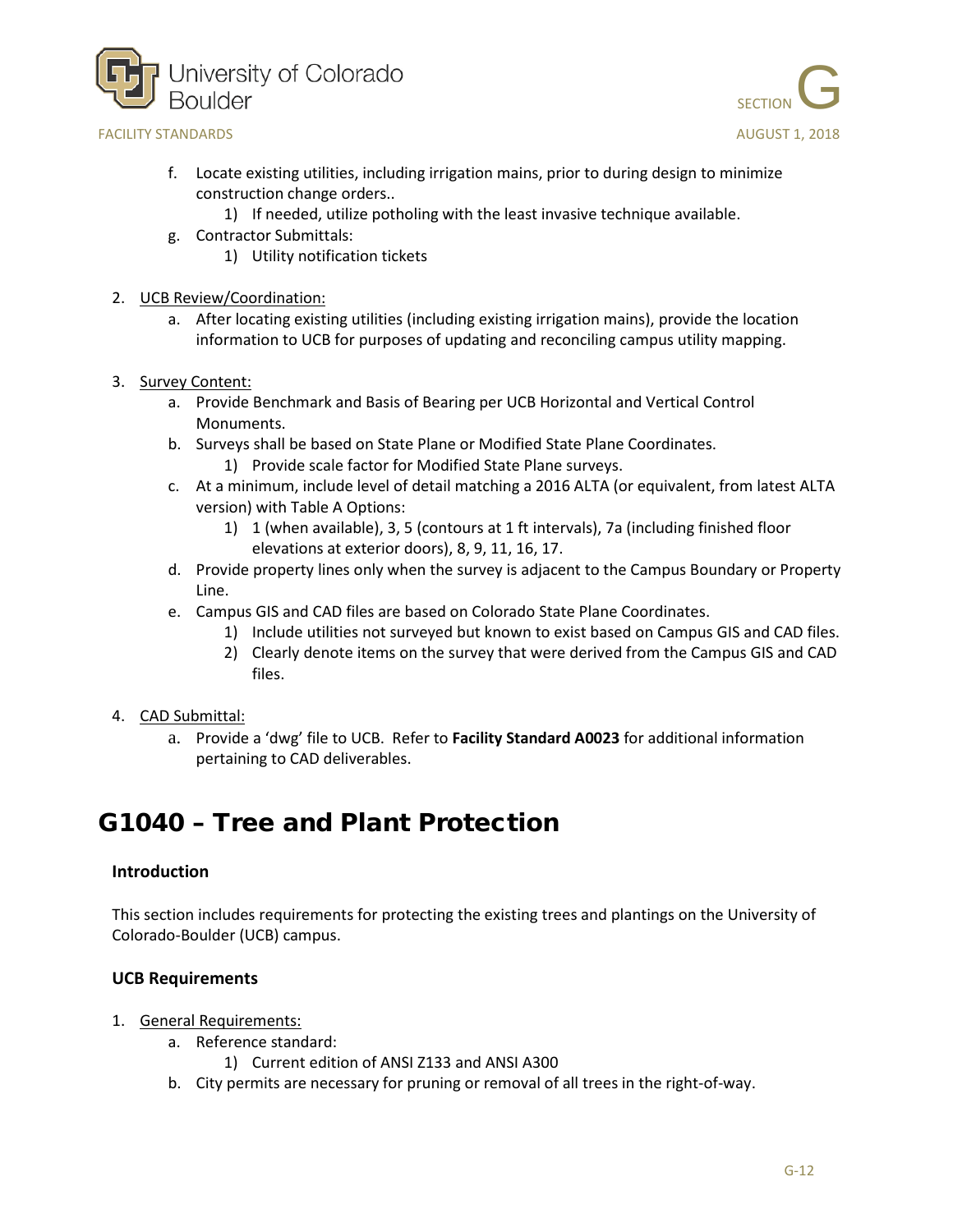f. Locate existing utilities, including irrigation mains, prior to during design to minimize construction change orders..
    1) If needed, utilize potholing with the least invasive technique available.

g. Contractor Submittals:
    1) Utility notification tickets

2. <u>UCB Review/Coordination:</u>
    a. After locating existing utilities (including existing irrigation mains), provide the location information to UCB for purposes of updating and reconciling campus utility mapping.

3. <u>Survey Content:</u>
    a. Provide Benchmark and Basis of Bearing per UCB Horizontal and Vertical Control Monuments.
    b. Surveys shall be based on State Plane or Modified State Plane Coordinates.
        1) Provide scale factor for Modified State Plane surveys.
    c. At a minimum, include level of detail matching a 2016 ALTA (or equivalent, from latest ALTA version) with Table A Options:
        1) 1 (when available), 3, 5 (contours at 1 ft intervals), 7a (including finished floor elevations at exterior doors), 8, 9, 11, 16, 17.
    d. Provide property lines only when the survey is adjacent to the Campus Boundary or Property Line.
    e. Campus GIS and CAD files are based on Colorado State Plane Coordinates.
        1) Include utilities not surveyed but known to exist based on Campus GIS and CAD files.
        2) Clearly denote items on the survey that were derived from the Campus GIS and CAD files.

4. <u>CAD Submittal:</u>
    a. Provide a 'dwg' file to UCB. Refer to **Facility Standard A0023** for additional information pertaining to CAD deliverables.

# G1040 – Tree and Plant Protection

### Introduction

This section includes requirements for protecting the existing trees and plantings on the University of Colorado-Boulder (UCB) campus.

### UCB Requirements

1. <u>General Requirements:</u>
    a. Reference standard:
        1) Current edition of ANSI Z133 and ANSI A300
    b. City permits are necessary for pruning or removal of all trees in the right-of-way.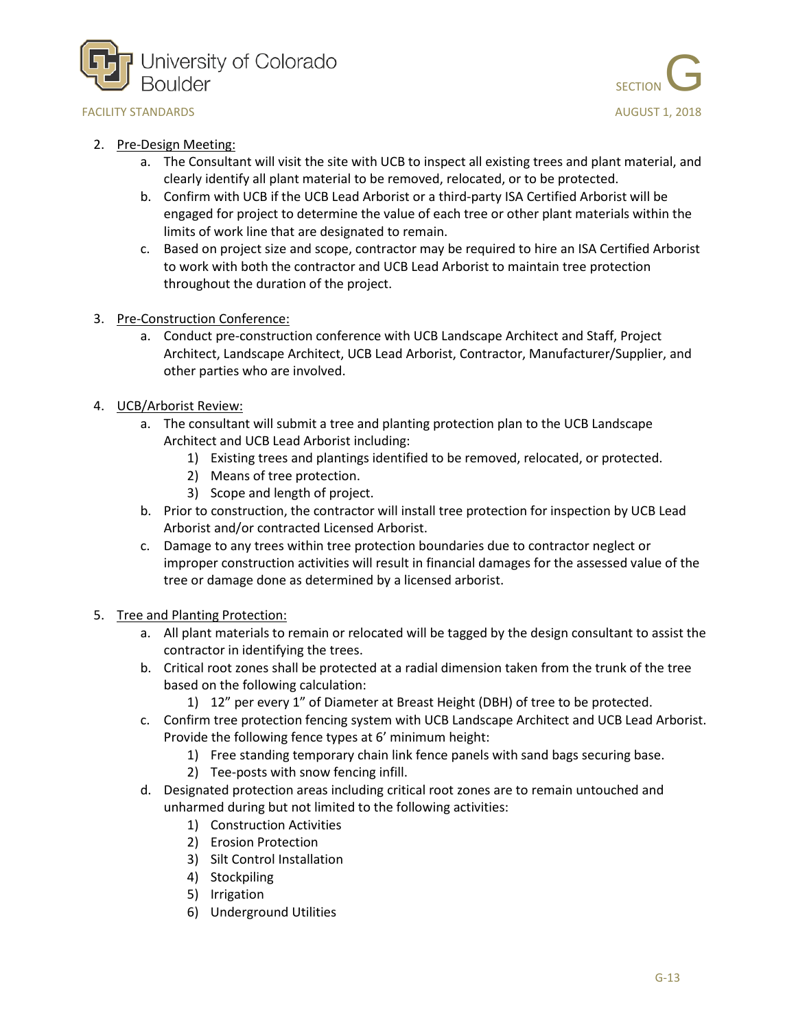2. Pre-Design Meeting:
    a. The Consultant will visit the site with UCB to inspect all existing trees and plant material, and clearly identify all plant material to be removed, relocated, or to be protected.
    b. Confirm with UCB if the UCB Lead Arborist or a third-party ISA Certified Arborist will be engaged for project to determine the value of each tree or other plant materials within the limits of work line that are designated to remain.
    c. Based on project size and scope, contractor may be required to hire an ISA Certified Arborist to work with both the contractor and UCB Lead Arborist to maintain tree protection throughout the duration of the project.

3. Pre-Construction Conference:
    a. Conduct pre-construction conference with UCB Landscape Architect and Staff, Project Architect, Landscape Architect, UCB Lead Arborist, Contractor, Manufacturer/Supplier, and other parties who are involved.

4. UCB/Arborist Review:
    a. The consultant will submit a tree and planting protection plan to the UCB Landscape Architect and UCB Lead Arborist including:
        1) Existing trees and plantings identified to be removed, relocated, or protected.
        2) Means of tree protection.
        3) Scope and length of project.
    b. Prior to construction, the contractor will install tree protection for inspection by UCB Lead Arborist and/or contracted Licensed Arborist.
    c. Damage to any trees within tree protection boundaries due to contractor neglect or improper construction activities will result in financial damages for the assessed value of the tree or damage done as determined by a licensed arborist.

5. Tree and Planting Protection:
    a. All plant materials to remain or relocated will be tagged by the design consultant to assist the contractor in identifying the trees.
    b. Critical root zones shall be protected at a radial dimension taken from the trunk of the tree based on the following calculation:
        1) 12" per every 1" of Diameter at Breast Height (DBH) of tree to be protected.
    c. Confirm tree protection fencing system with UCB Landscape Architect and UCB Lead Arborist. Provide the following fence types at 6' minimum height:
        1) Free standing temporary chain link fence panels with sand bags securing base.
        2) Tee-posts with snow fencing infill.
    d. Designated protection areas including critical root zones are to remain untouched and unharmed during but not limited to the following activities:
        1) Construction Activities
        2) Erosion Protection
        3) Silt Control Installation
        4) Stockpiling
        5) Irrigation
        6) Underground Utilities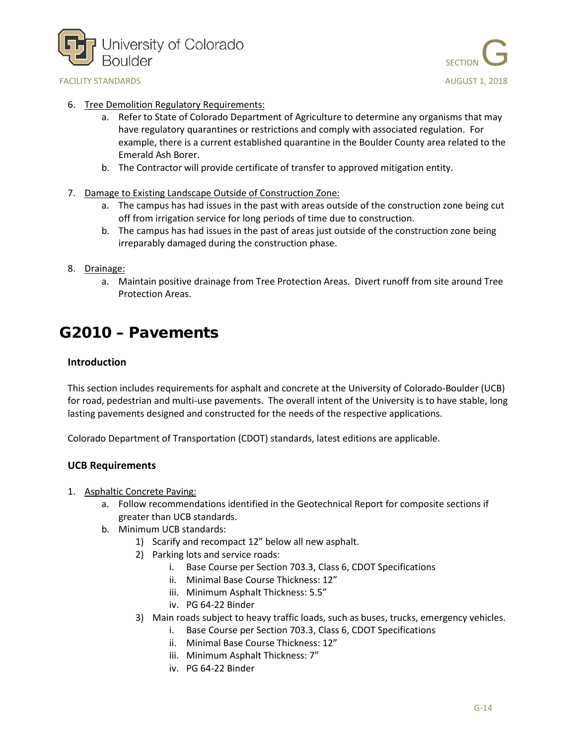6. Tree Demolition Regulatory Requirements:
   a. Refer to State of Colorado Department of Agriculture to determine any organisms that may have regulatory quarantines or restrictions and comply with associated regulation. For example, there is a current established quarantine in the Boulder County area related to the Emerald Ash Borer.
   b. The Contractor will provide certificate of transfer to approved mitigation entity.

7. Damage to Existing Landscape Outside of Construction Zone:
   a. The campus has had issues in the past with areas outside of the construction zone being cut off from irrigation service for long periods of time due to construction.
   b. The campus has had issues in the past of areas just outside of the construction zone being irreparably damaged during the construction phase.

8. Drainage:
   a. Maintain positive drainage from Tree Protection Areas. Divert runoff from site around Tree Protection Areas.

# G2010 – Pavements

### Introduction

This section includes requirements for asphalt and concrete at the University of Colorado-Boulder (UCB) for road, pedestrian and multi-use pavements. The overall intent of the University is to have stable, long lasting pavements designed and constructed for the needs of the respective applications.

Colorado Department of Transportation (CDOT) standards, latest editions are applicable.

### UCB Requirements

1. Asphaltic Concrete Paving:
   a. Follow recommendations identified in the Geotechnical Report for composite sections if greater than UCB standards.
   b. Minimum UCB standards:
      1) Scarify and recompact 12" below all new asphalt.
      2) Parking lots and service roads:
         i. Base Course per Section 703.3, Class 6, CDOT Specifications
         ii. Minimal Base Course Thickness: 12"
         iii. Minimum Asphalt Thickness: 5.5"
         iv. PG 64-22 Binder
      3) Main roads subject to heavy traffic loads, such as buses, trucks, emergency vehicles.
         i. Base Course per Section 703.3, Class 6, CDOT Specifications
         ii. Minimal Base Course Thickness: 12"
         iii. Minimum Asphalt Thickness: 7"
         iv. PG 64-22 Binder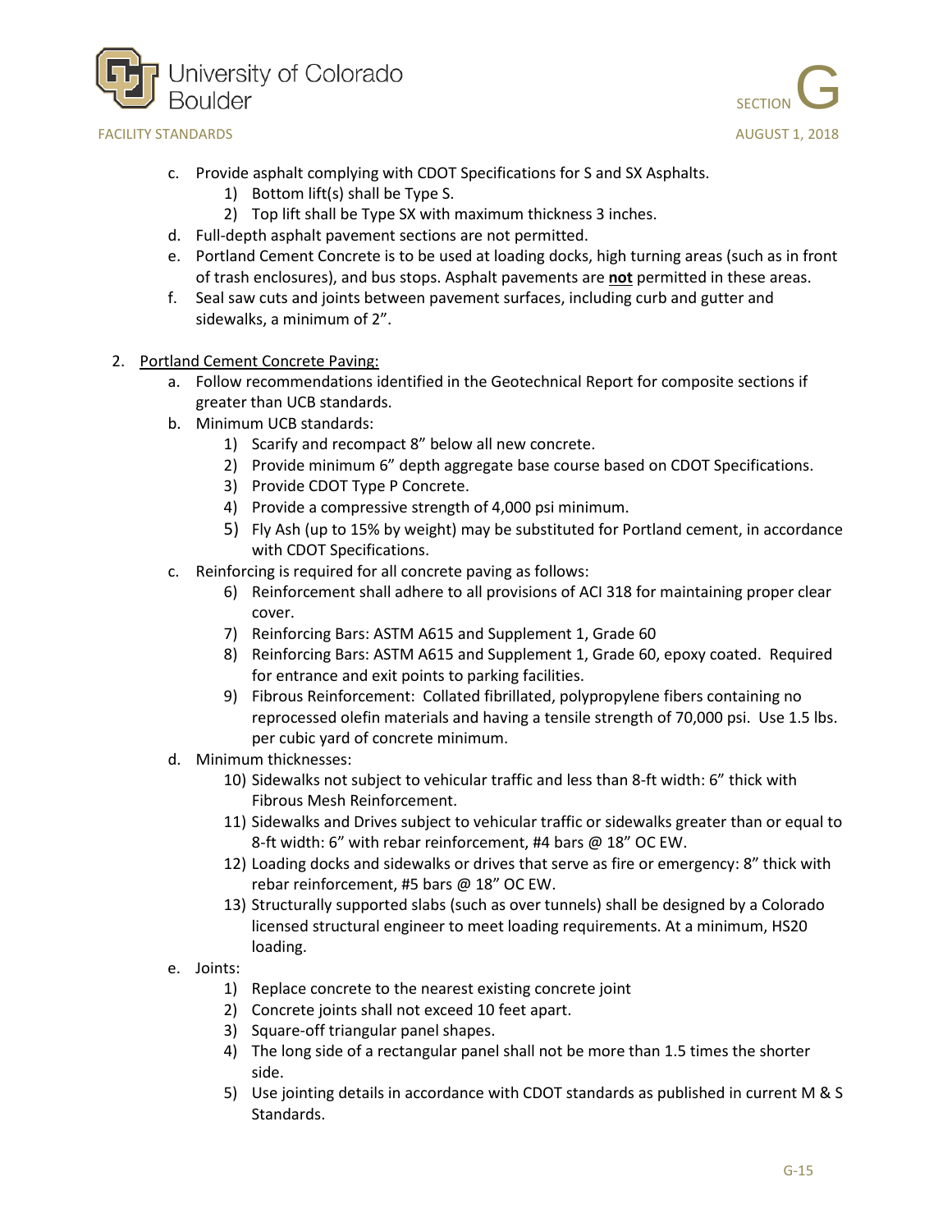c. Provide asphalt complying with CDOT Specifications for S and SX Asphalts.
    1) Bottom lift(s) shall be Type S.
    2) Top lift shall be Type SX with maximum thickness 3 inches.

d. Full-depth asphalt pavement sections are not permitted.

e. Portland Cement Concrete is to be used at loading docks, high turning areas (such as in front of trash enclosures), and bus stops. Asphalt pavements are **not** permitted in these areas.

f. Seal saw cuts and joints between pavement surfaces, including curb and gutter and sidewalks, a minimum of 2”.

2. Portland Cement Concrete Paving:
    a. Follow recommendations identified in the Geotechnical Report for composite sections if greater than UCB standards.
    b. Minimum UCB standards:
        1) Scarify and recompact 8” below all new concrete.
        2) Provide minimum 6” depth aggregate base course based on CDOT Specifications.
        3) Provide CDOT Type P Concrete.
        4) Provide a compressive strength of 4,000 psi minimum.
        5) Fly Ash (up to 15% by weight) may be substituted for Portland cement, in accordance with CDOT Specifications.
    c. Reinforcing is required for all concrete paving as follows:
        6) Reinforcement shall adhere to all provisions of ACI 318 for maintaining proper clear cover.
        7) Reinforcing Bars: ASTM A615 and Supplement 1, Grade 60
        8) Reinforcing Bars: ASTM A615 and Supplement 1, Grade 60, epoxy coated. Required for entrance and exit points to parking facilities.
        9) Fibrous Reinforcement: Collated fibrillated, polypropylene fibers containing no reprocessed olefin materials and having a tensile strength of 70,000 psi. Use 1.5 lbs. per cubic yard of concrete minimum.
    d. Minimum thicknesses:
        10) Sidewalks not subject to vehicular traffic and less than 8-ft width: 6” thick with Fibrous Mesh Reinforcement.
        11) Sidewalks and Drives subject to vehicular traffic or sidewalks greater than or equal to 8-ft width: 6” with rebar reinforcement, #4 bars @ 18” OC EW.
        12) Loading docks and sidewalks or drives that serve as fire or emergency: 8” thick with rebar reinforcement, #5 bars @ 18” OC EW.
        13) Structurally supported slabs (such as over tunnels) shall be designed by a Colorado licensed structural engineer to meet loading requirements. At a minimum, HS20 loading.
    e. Joints:
        1) Replace concrete to the nearest existing concrete joint
        2) Concrete joints shall not exceed 10 feet apart.
        3) Square-off triangular panel shapes.
        4) The long side of a rectangular panel shall not be more than 1.5 times the shorter side.
        5) Use jointing details in accordance with CDOT standards as published in current M & S Standards.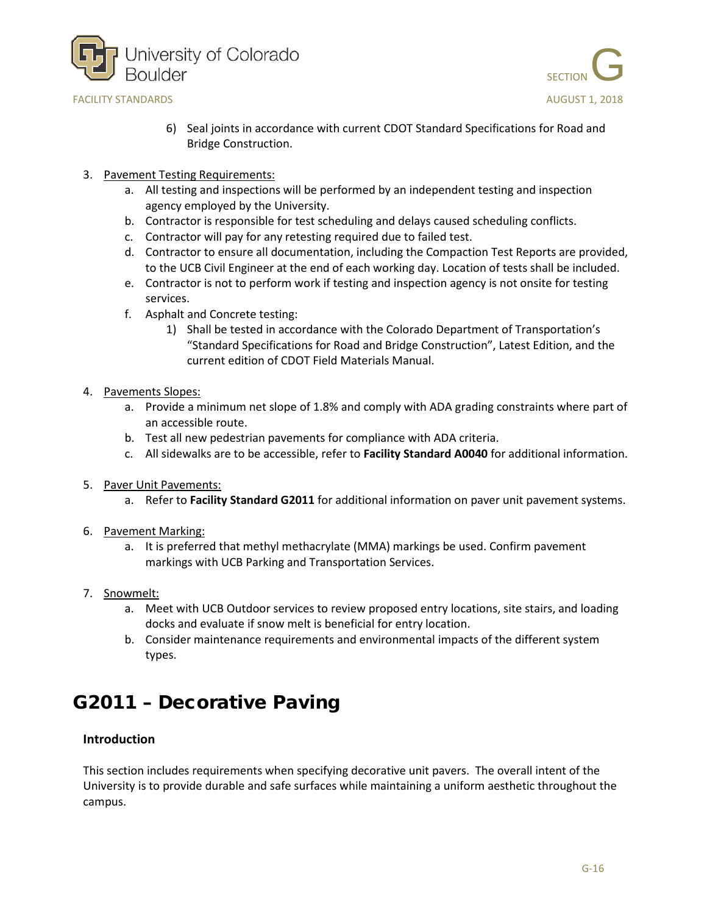6) Seal joints in accordance with current CDOT Standard Specifications for Road and Bridge Construction.

3. Pavement Testing Requirements:
   a. All testing and inspections will be performed by an independent testing and inspection agency employed by the University.
   b. Contractor is responsible for test scheduling and delays caused scheduling conflicts.
   c. Contractor will pay for any retesting required due to failed test.
   d. Contractor to ensure all documentation, including the Compaction Test Reports are provided, to the UCB Civil Engineer at the end of each working day. Location of tests shall be included.
   e. Contractor is not to perform work if testing and inspection agency is not onsite for testing services.
   f. Asphalt and Concrete testing:
      1) Shall be tested in accordance with the Colorado Department of Transportation's "Standard Specifications for Road and Bridge Construction", Latest Edition, and the current edition of CDOT Field Materials Manual.

4. Pavements Slopes:
   a. Provide a minimum net slope of 1.8% and comply with ADA grading constraints where part of an accessible route.
   b. Test all new pedestrian pavements for compliance with ADA criteria.
   c. All sidewalks are to be accessible, refer to **Facility Standard A0040** for additional information.

5. Paver Unit Pavements:
   a. Refer to **Facility Standard G2011** for additional information on paver unit pavement systems.

6. Pavement Marking:
   a. It is preferred that methyl methacrylate (MMA) markings be used. Confirm pavement markings with UCB Parking and Transportation Services.

7. Snowmelt:
   a. Meet with UCB Outdoor services to review proposed entry locations, site stairs, and loading docks and evaluate if snow melt is beneficial for entry location.
   b. Consider maintenance requirements and environmental impacts of the different system types.

# G2011 – Decorative Paving

### Introduction

This section includes requirements when specifying decorative unit pavers. The overall intent of the University is to provide durable and safe surfaces while maintaining a uniform aesthetic throughout the campus.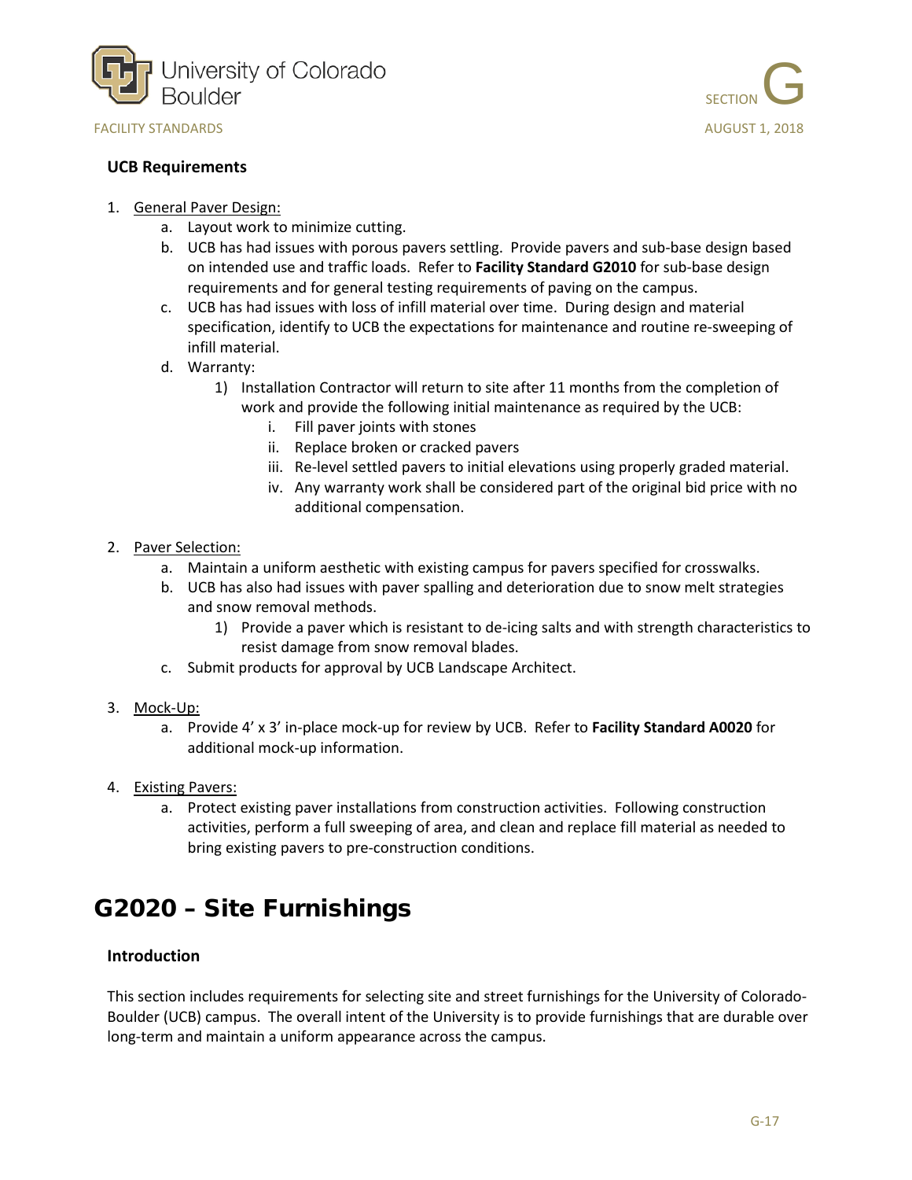### UCB Requirements

1. General Paver Design:
    a. Layout work to minimize cutting.
    b. UCB has had issues with porous pavers settling. Provide pavers and sub-base design based on intended use and traffic loads. Refer to **Facility Standard G2010** for sub-base design requirements and for general testing requirements of paving on the campus.
    c. UCB has had issues with loss of infill material over time. During design and material specification, identify to UCB the expectations for maintenance and routine re-sweeping of infill material.
    d. Warranty:
        1) Installation Contractor will return to site after 11 months from the completion of work and provide the following initial maintenance as required by the UCB:
            i. Fill paver joints with stones
            ii. Replace broken or cracked pavers
            iii. Re-level settled pavers to initial elevations using properly graded material.
            iv. Any warranty work shall be considered part of the original bid price with no additional compensation.

2. Paver Selection:
    a. Maintain a uniform aesthetic with existing campus for pavers specified for crosswalks.
    b. UCB has also had issues with paver spalling and deterioration due to snow melt strategies and snow removal methods.
        1) Provide a paver which is resistant to de-icing salts and with strength characteristics to resist damage from snow removal blades.
    c. Submit products for approval by UCB Landscape Architect.

3. Mock-Up:
    a. Provide 4' x 3' in-place mock-up for review by UCB. Refer to **Facility Standard A0020** for additional mock-up information.

4. Existing Pavers:
    a. Protect existing paver installations from construction activities. Following construction activities, perform a full sweeping of area, and clean and replace fill material as needed to bring existing pavers to pre-construction conditions.

## G2020 – Site Furnishings

### Introduction

This section includes requirements for selecting site and street furnishings for the University of Colorado-Boulder (UCB) campus. The overall intent of the University is to provide furnishings that are durable over long-term and maintain a uniform appearance across the campus.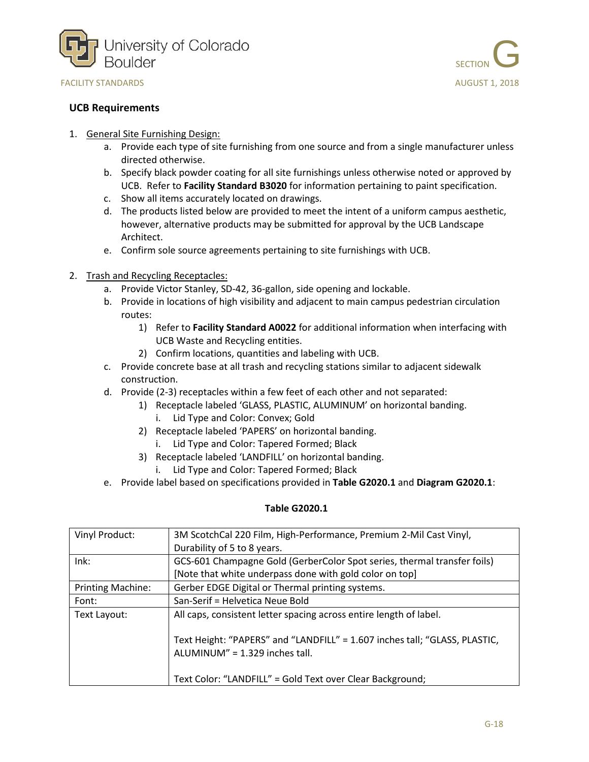### UCB Requirements

1. General Site Furnishing Design:
    a. Provide each type of site furnishing from one source and from a single manufacturer unless directed otherwise.
    b. Specify black powder coating for all site furnishings unless otherwise noted or approved by UCB. Refer to **Facility Standard B3020** for information pertaining to paint specification.
    c. Show all items accurately located on drawings.
    d. The products listed below are provided to meet the intent of a uniform campus aesthetic, however, alternative products may be submitted for approval by the UCB Landscape Architect.
    e. Confirm sole source agreements pertaining to site furnishings with UCB.

2. Trash and Recycling Receptacles:
    a. Provide Victor Stanley, SD-42, 36-gallon, side opening and lockable.
    b. Provide in locations of high visibility and adjacent to main campus pedestrian circulation routes:
        1) Refer to **Facility Standard A0022** for additional information when interfacing with UCB Waste and Recycling entities.
        2) Confirm locations, quantities and labeling with UCB.
    c. Provide concrete base at all trash and recycling stations similar to adjacent sidewalk construction.
    d. Provide (2-3) receptacles within a few feet of each other and not separated:
        1) Receptacle labeled 'GLASS, PLASTIC, ALUMINUM' on horizontal banding.
            i. Lid Type and Color: Convex; Gold
        2) Receptacle labeled 'PAPERS' on horizontal banding.
            i. Lid Type and Color: Tapered Formed; Black
        3) Receptacle labeled 'LANDFILL' on horizontal banding.
            i. Lid Type and Color: Tapered Formed; Black
    e. Provide label based on specifications provided in **Table G2020.1** and **Diagram G2020.1**:

**Table G2020.1**

| | |
|---|---|
| Vinyl Product: | 3M ScotchCal 220 Film, High-Performance, Premium 2-Mil Cast Vinyl, Durability of 5 to 8 years. |
| Ink: | GCS-601 Champagne Gold (GerberColor Spot series, thermal transfer foils) [Note that white underpass done with gold color on top] |
| Printing Machine: | Gerber EDGE Digital or Thermal printing systems. |
| Font: | San-Serif = Helvetica Neue Bold |
| Text Layout: | All caps, consistent letter spacing across entire length of label.<br><br>Text Height: "PAPERS" and "LANDFILL" = 1.607 inches tall; "GLASS, PLASTIC, ALUMINUM" = 1.329 inches tall.<br><br>Text Color: "LANDFILL" = Gold Text over Clear Background; |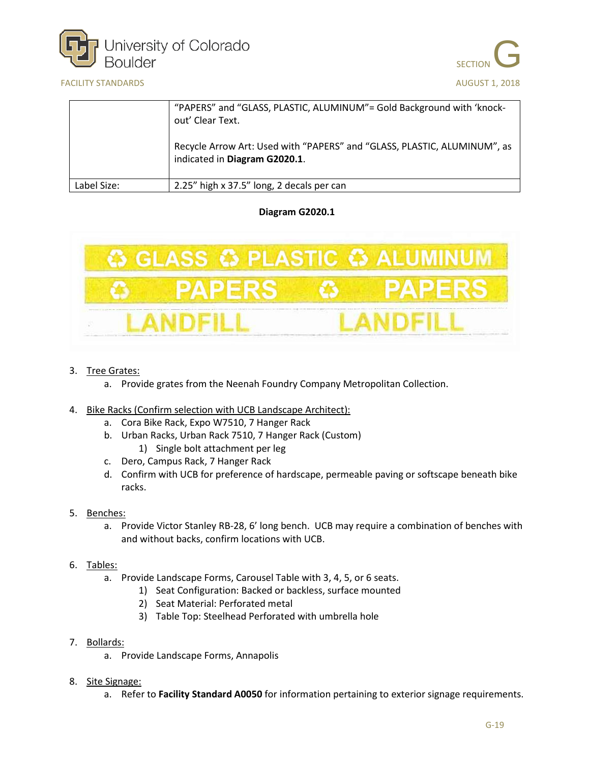| | “PAPERS” and “GLASS, PLASTIC, ALUMINUM”= Gold Background with ‘knock-out’ Clear Text.<br><br>Recycle Arrow Art: Used with “PAPERS” and “GLASS, PLASTIC, ALUMINUM”, as indicated in **Diagram G2020.1**. |
|---|---|
| Label Size: | 2.25” high x 37.5” long, 2 decals per can |

**Diagram G2020.1**

3. Tree Grates:
   a. Provide grates from the Neenah Foundry Company Metropolitan Collection.

4. Bike Racks (Confirm selection with UCB Landscape Architect):
   a. Cora Bike Rack, Expo W7510, 7 Hanger Rack
   b. Urban Racks, Urban Rack 7510, 7 Hanger Rack (Custom)
      1) Single bolt attachment per leg
   c. Dero, Campus Rack, 7 Hanger Rack
   d. Confirm with UCB for preference of hardscape, permeable paving or softscape beneath bike racks.

5. Benches:
   a. Provide Victor Stanley RB-28, 6’ long bench. UCB may require a combination of benches with and without backs, confirm locations with UCB.

6. Tables:
   a. Provide Landscape Forms, Carousel Table with 3, 4, 5, or 6 seats.
      1) Seat Configuration: Backed or backless, surface mounted
      2) Seat Material: Perforated metal
      3) Table Top: Steelhead Perforated with umbrella hole

7. Bollards:
   a. Provide Landscape Forms, Annapolis

8. Site Signage:
   a. Refer to **Facility Standard A0050** for information pertaining to exterior signage requirements.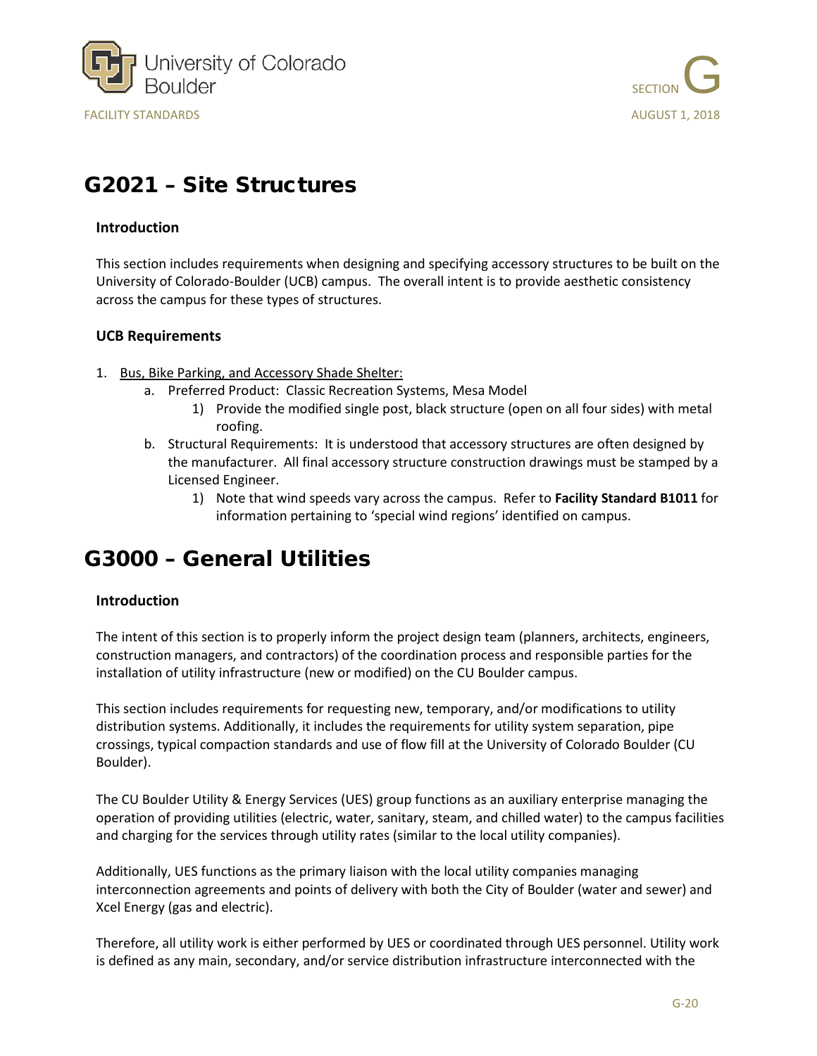# G2021 – Site Structures

### Introduction

This section includes requirements when designing and specifying accessory structures to be built on the University of Colorado-Boulder (UCB) campus. The overall intent is to provide aesthetic consistency across the campus for these types of structures.

### UCB Requirements

1. Bus, Bike Parking, and Accessory Shade Shelter:
   a. Preferred Product: Classic Recreation Systems, Mesa Model
      1) Provide the modified single post, black structure (open on all four sides) with metal roofing.
   b. Structural Requirements: It is understood that accessory structures are often designed by the manufacturer. All final accessory structure construction drawings must be stamped by a Licensed Engineer.
      1) Note that wind speeds vary across the campus. Refer to **Facility Standard B1011** for information pertaining to 'special wind regions' identified on campus.

# G3000 – General Utilities

### Introduction

The intent of this section is to properly inform the project design team (planners, architects, engineers, construction managers, and contractors) of the coordination process and responsible parties for the installation of utility infrastructure (new or modified) on the CU Boulder campus.

This section includes requirements for requesting new, temporary, and/or modifications to utility distribution systems. Additionally, it includes the requirements for utility system separation, pipe crossings, typical compaction standards and use of flow fill at the University of Colorado Boulder (CU Boulder).

The CU Boulder Utility & Energy Services (UES) group functions as an auxiliary enterprise managing the operation of providing utilities (electric, water, sanitary, steam, and chilled water) to the campus facilities and charging for the services through utility rates (similar to the local utility companies).

Additionally, UES functions as the primary liaison with the local utility companies managing interconnection agreements and points of delivery with both the City of Boulder (water and sewer) and Xcel Energy (gas and electric).

Therefore, all utility work is either performed by UES or coordinated through UES personnel. Utility work is defined as any main, secondary, and/or service distribution infrastructure interconnected with the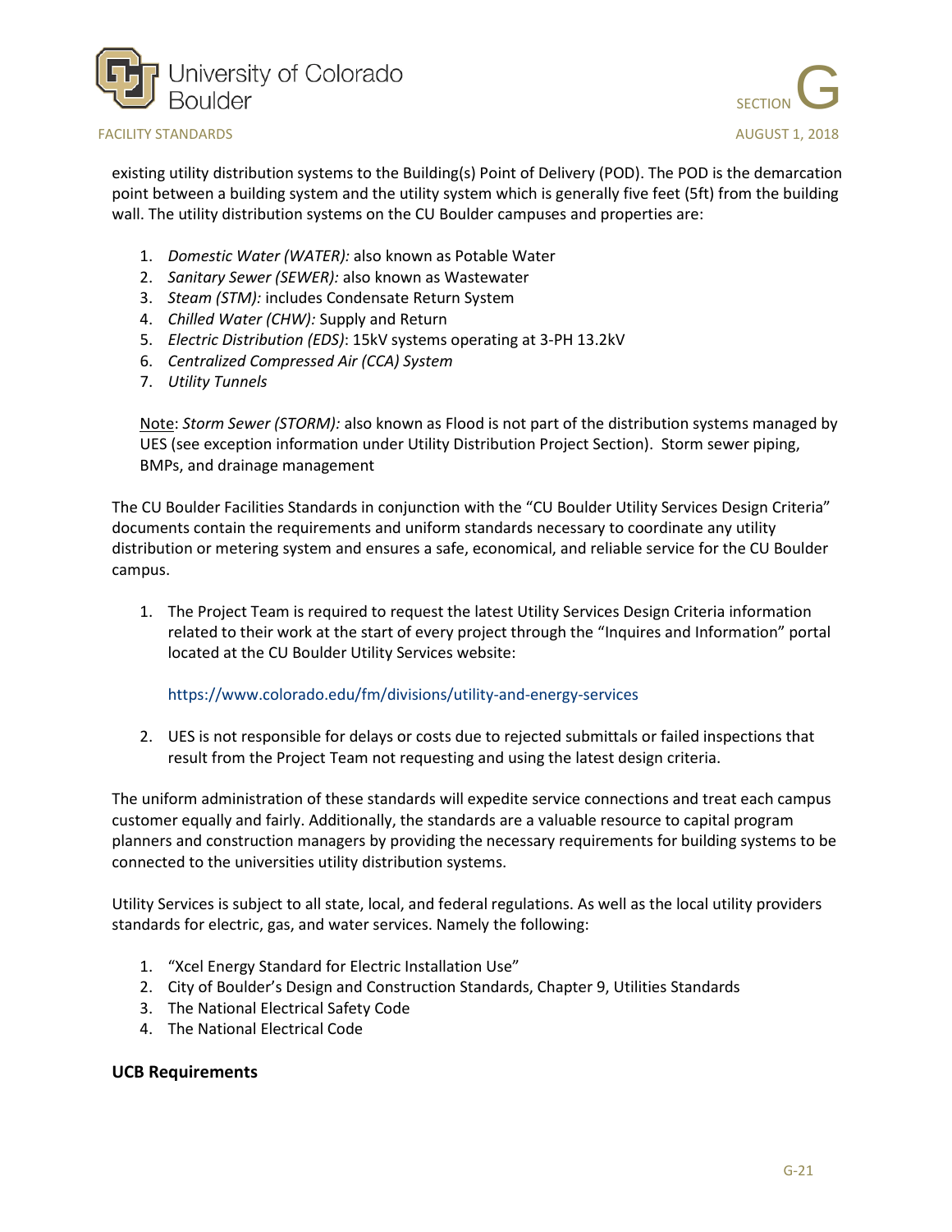existing utility distribution systems to the Building(s) Point of Delivery (POD). The POD is the demarcation point between a building system and the utility system which is generally five feet (5ft) from the building wall. The utility distribution systems on the CU Boulder campuses and properties are:

1. *Domestic Water (WATER):* also known as Potable Water
2. *Sanitary Sewer (SEWER):* also known as Wastewater
3. *Steam (STM):* includes Condensate Return System
4. *Chilled Water (CHW):* Supply and Return
5. *Electric Distribution (EDS)*: 15kV systems operating at 3-PH 13.2kV
6. *Centralized Compressed Air (CCA) System*
7. *Utility Tunnels*

Note: *Storm Sewer (STORM):* also known as Flood is not part of the distribution systems managed by UES (see exception information under Utility Distribution Project Section). Storm sewer piping, BMPs, and drainage management

The CU Boulder Facilities Standards in conjunction with the "CU Boulder Utility Services Design Criteria" documents contain the requirements and uniform standards necessary to coordinate any utility distribution or metering system and ensures a safe, economical, and reliable service for the CU Boulder campus.

1. The Project Team is required to request the latest Utility Services Design Criteria information related to their work at the start of every project through the "Inquires and Information" portal located at the CU Boulder Utility Services website:

   https://www.colorado.edu/fm/divisions/utility-and-energy-services

2. UES is not responsible for delays or costs due to rejected submittals or failed inspections that result from the Project Team not requesting and using the latest design criteria.

The uniform administration of these standards will expedite service connections and treat each campus customer equally and fairly. Additionally, the standards are a valuable resource to capital program planners and construction managers by providing the necessary requirements for building systems to be connected to the universities utility distribution systems.

Utility Services is subject to all state, local, and federal regulations. As well as the local utility providers standards for electric, gas, and water services. Namely the following:

1. "Xcel Energy Standard for Electric Installation Use"
2. City of Boulder's Design and Construction Standards, Chapter 9, Utilities Standards
3. The National Electrical Safety Code
4. The National Electrical Code

**UCB Requirements**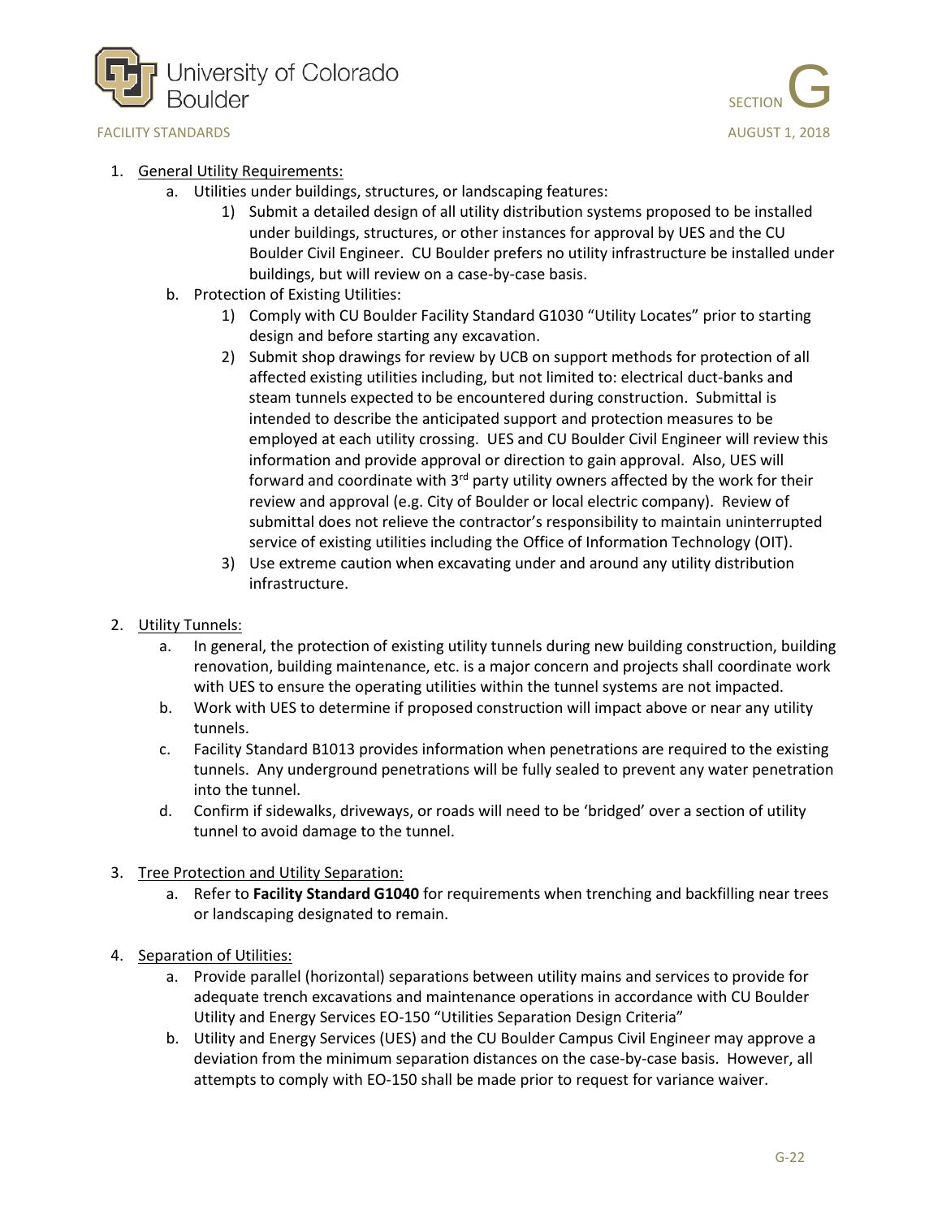1. General Utility Requirements:
   a. Utilities under buildings, structures, or landscaping features:
      1) Submit a detailed design of all utility distribution systems proposed to be installed under buildings, structures, or other instances for approval by UES and the CU Boulder Civil Engineer. CU Boulder prefers no utility infrastructure be installed under buildings, but will review on a case-by-case basis.
   b. Protection of Existing Utilities:
      1) Comply with CU Boulder Facility Standard G1030 "Utility Locates" prior to starting design and before starting any excavation.
      2) Submit shop drawings for review by UCB on support methods for protection of all affected existing utilities including, but not limited to: electrical duct-banks and steam tunnels expected to be encountered during construction. Submittal is intended to describe the anticipated support and protection measures to be employed at each utility crossing. UES and CU Boulder Civil Engineer will review this information and provide approval or direction to gain approval. Also, UES will forward and coordinate with 3rd party utility owners affected by the work for their review and approval (e.g. City of Boulder or local electric company). Review of submittal does not relieve the contractor's responsibility to maintain uninterrupted service of existing utilities including the Office of Information Technology (OIT).
      3) Use extreme caution when excavating under and around any utility distribution infrastructure.

2. Utility Tunnels:
   a. In general, the protection of existing utility tunnels during new building construction, building renovation, building maintenance, etc. is a major concern and projects shall coordinate work with UES to ensure the operating utilities within the tunnel systems are not impacted.
   b. Work with UES to determine if proposed construction will impact above or near any utility tunnels.
   c. Facility Standard B1013 provides information when penetrations are required to the existing tunnels. Any underground penetrations will be fully sealed to prevent any water penetration into the tunnel.
   d. Confirm if sidewalks, driveways, or roads will need to be 'bridged' over a section of utility tunnel to avoid damage to the tunnel.

3. Tree Protection and Utility Separation:
   a. Refer to **Facility Standard G1040** for requirements when trenching and backfilling near trees or landscaping designated to remain.

4. Separation of Utilities:
   a. Provide parallel (horizontal) separations between utility mains and services to provide for adequate trench excavations and maintenance operations in accordance with CU Boulder Utility and Energy Services EO-150 "Utilities Separation Design Criteria"
   b. Utility and Energy Services (UES) and the CU Boulder Campus Civil Engineer may approve a deviation from the minimum separation distances on the case-by-case basis. However, all attempts to comply with EO-150 shall be made prior to request for variance waiver.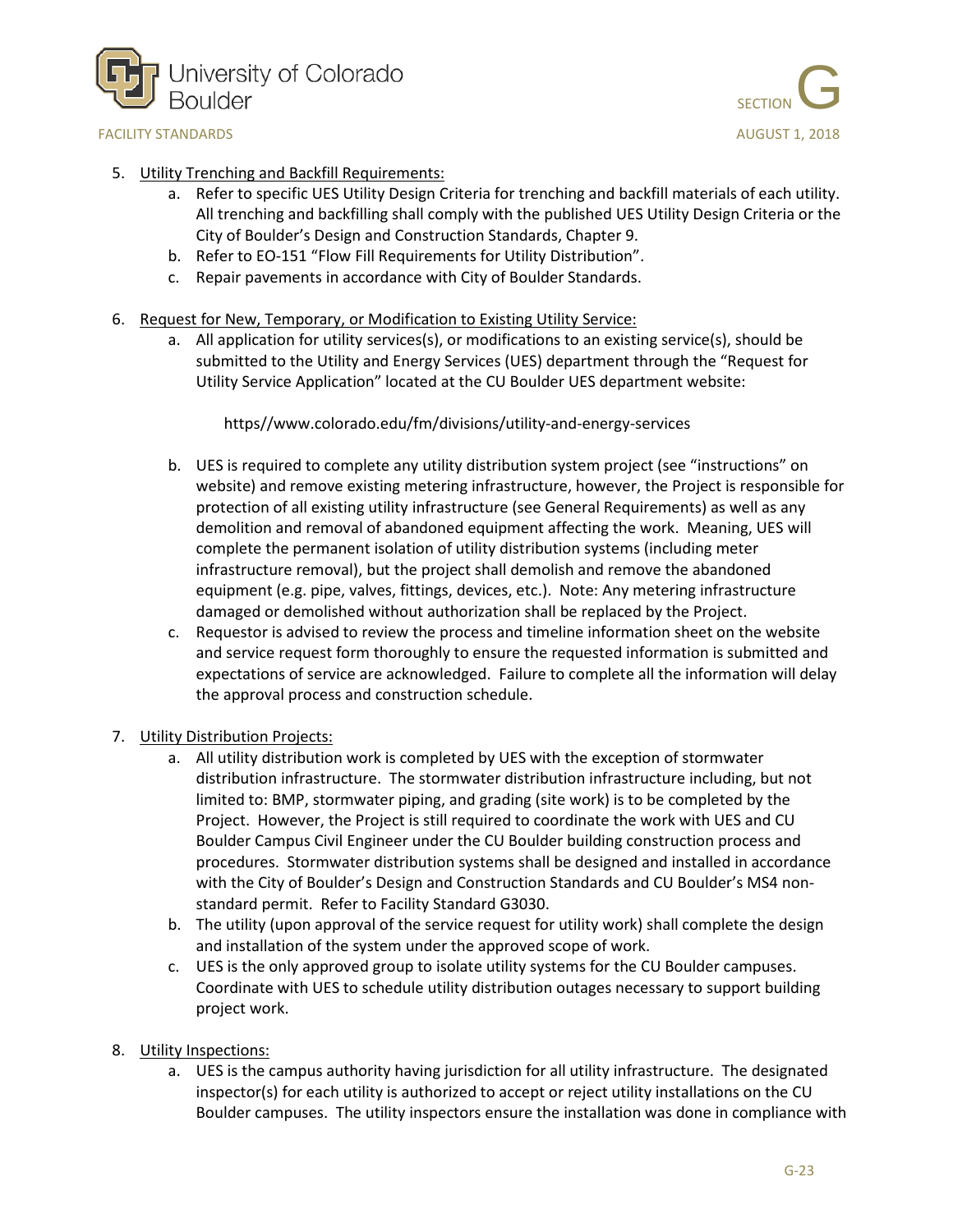5. <u>Utility Trenching and Backfill Requirements:</u>
    a. Refer to specific UES Utility Design Criteria for trenching and backfill materials of each utility. All trenching and backfilling shall comply with the published UES Utility Design Criteria or the City of Boulder's Design and Construction Standards, Chapter 9.
    b. Refer to EO-151 "Flow Fill Requirements for Utility Distribution".
    c. Repair pavements in accordance with City of Boulder Standards.

6. <u>Request for New, Temporary, or Modification to Existing Utility Service:</u>
    a. All application for utility services(s), or modifications to an existing service(s), should be submitted to the Utility and Energy Services (UES) department through the "Request for Utility Service Application" located at the CU Boulder UES department website:

        https//www.colorado.edu/fm/divisions/utility-and-energy-services

    b. UES is required to complete any utility distribution system project (see "instructions" on website) and remove existing metering infrastructure, however, the Project is responsible for protection of all existing utility infrastructure (see General Requirements) as well as any demolition and removal of abandoned equipment affecting the work. Meaning, UES will complete the permanent isolation of utility distribution systems (including meter infrastructure removal), but the project shall demolish and remove the abandoned equipment (e.g. pipe, valves, fittings, devices, etc.). Note: Any metering infrastructure damaged or demolished without authorization shall be replaced by the Project.
    c. Requestor is advised to review the process and timeline information sheet on the website and service request form thoroughly to ensure the requested information is submitted and expectations of service are acknowledged. Failure to complete all the information will delay the approval process and construction schedule.

7. <u>Utility Distribution Projects:</u>
    a. All utility distribution work is completed by UES with the exception of stormwater distribution infrastructure. The stormwater distribution infrastructure including, but not limited to: BMP, stormwater piping, and grading (site work) is to be completed by the Project. However, the Project is still required to coordinate the work with UES and CU Boulder Campus Civil Engineer under the CU Boulder building construction process and procedures. Stormwater distribution systems shall be designed and installed in accordance with the City of Boulder's Design and Construction Standards and CU Boulder's MS4 non-standard permit. Refer to Facility Standard G3030.
    b. The utility (upon approval of the service request for utility work) shall complete the design and installation of the system under the approved scope of work.
    c. UES is the only approved group to isolate utility systems for the CU Boulder campuses. Coordinate with UES to schedule utility distribution outages necessary to support building project work.

8. <u>Utility Inspections:</u>
    a. UES is the campus authority having jurisdiction for all utility infrastructure. The designated inspector(s) for each utility is authorized to accept or reject utility installations on the CU Boulder campuses. The utility inspectors ensure the installation was done in compliance with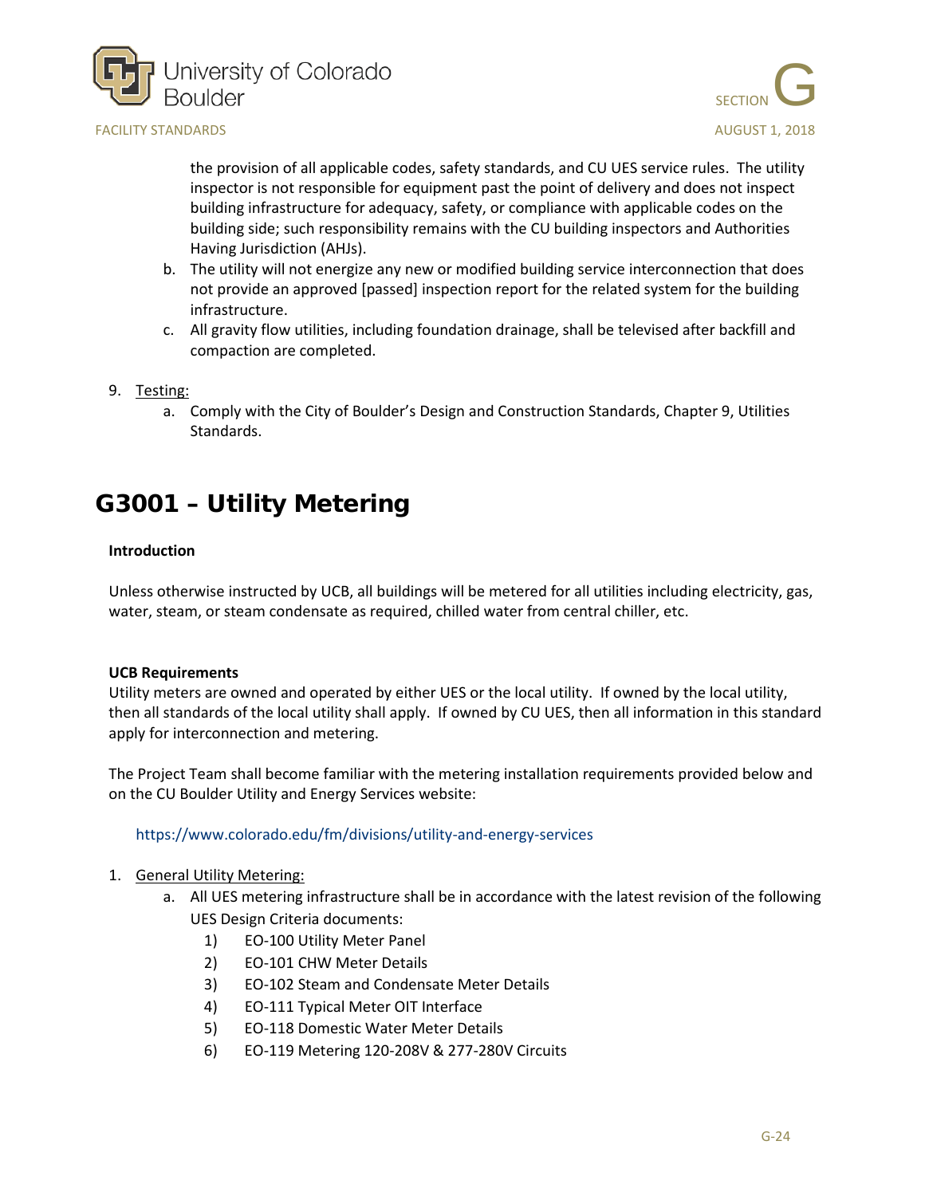the provision of all applicable codes, safety standards, and CU UES service rules. The utility inspector is not responsible for equipment past the point of delivery and does not inspect building infrastructure for adequacy, safety, or compliance with applicable codes on the building side; such responsibility remains with the CU building inspectors and Authorities Having Jurisdiction (AHJs).

b. The utility will not energize any new or modified building service interconnection that does not provide an approved [passed] inspection report for the related system for the building infrastructure.

c. All gravity flow utilities, including foundation drainage, shall be televised after backfill and compaction are completed.

9. Testing:
   a. Comply with the City of Boulder's Design and Construction Standards, Chapter 9, Utilities Standards.

# G3001 – Utility Metering

**Introduction**

Unless otherwise instructed by UCB, all buildings will be metered for all utilities including electricity, gas, water, steam, or steam condensate as required, chilled water from central chiller, etc.

**UCB Requirements**

Utility meters are owned and operated by either UES or the local utility. If owned by the local utility, then all standards of the local utility shall apply. If owned by CU UES, then all information in this standard apply for interconnection and metering.

The Project Team shall become familiar with the metering installation requirements provided below and on the CU Boulder Utility and Energy Services website:

https://www.colorado.edu/fm/divisions/utility-and-energy-services

1. General Utility Metering:
   a. All UES metering infrastructure shall be in accordance with the latest revision of the following UES Design Criteria documents:
      1) EO-100 Utility Meter Panel
      2) EO-101 CHW Meter Details
      3) EO-102 Steam and Condensate Meter Details
      4) EO-111 Typical Meter OIT Interface
      5) EO-118 Domestic Water Meter Details
      6) EO-119 Metering 120-208V & 277-280V Circuits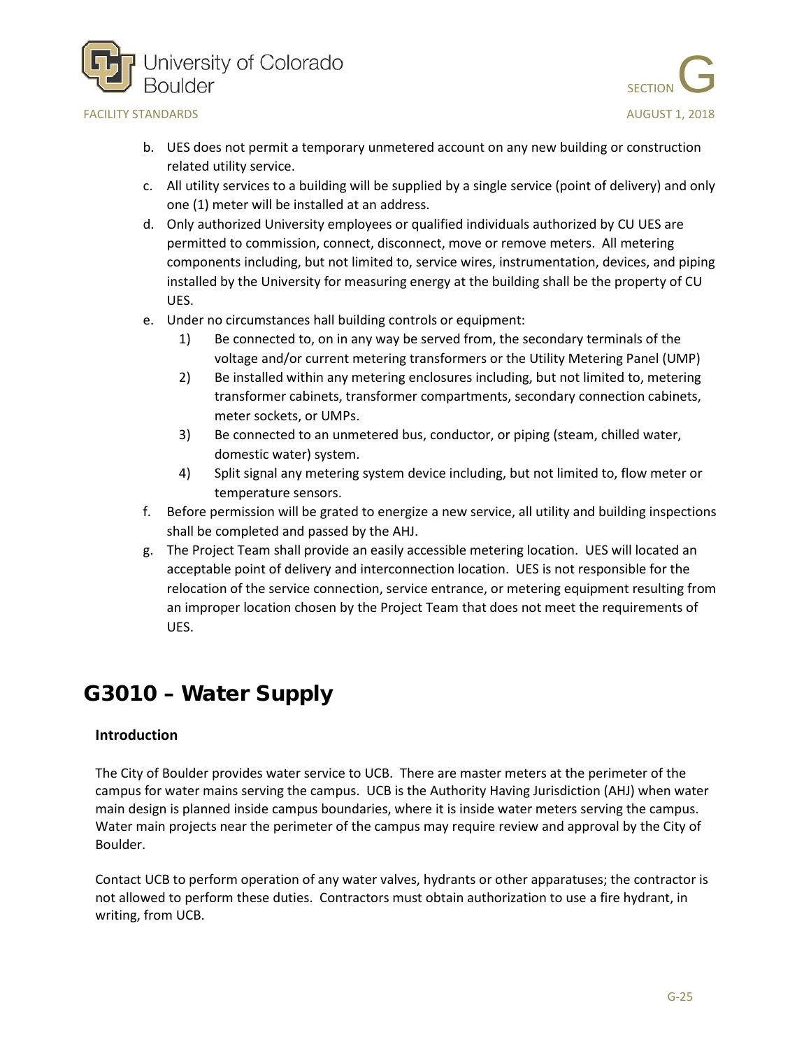b. UES does not permit a temporary unmetered account on any new building or construction related utility service.

c. All utility services to a building will be supplied by a single service (point of delivery) and only one (1) meter will be installed at an address.

d. Only authorized University employees or qualified individuals authorized by CU UES are permitted to commission, connect, disconnect, move or remove meters. All metering components including, but not limited to, service wires, instrumentation, devices, and piping installed by the University for measuring energy at the building shall be the property of CU UES.

e. Under no circumstances hall building controls or equipment:

   1) Be connected to, on in any way be served from, the secondary terminals of the voltage and/or current metering transformers or the Utility Metering Panel (UMP)

   2) Be installed within any metering enclosures including, but not limited to, metering transformer cabinets, transformer compartments, secondary connection cabinets, meter sockets, or UMPs.

   3) Be connected to an unmetered bus, conductor, or piping (steam, chilled water, domestic water) system.

   4) Split signal any metering system device including, but not limited to, flow meter or temperature sensors.

f. Before permission will be grated to energize a new service, all utility and building inspections shall be completed and passed by the AHJ.

g. The Project Team shall provide an easily accessible metering location. UES will located an acceptable point of delivery and interconnection location. UES is not responsible for the relocation of the service connection, service entrance, or metering equipment resulting from an improper location chosen by the Project Team that does not meet the requirements of UES.

# G3010 – Water Supply

**Introduction**

The City of Boulder provides water service to UCB. There are master meters at the perimeter of the campus for water mains serving the campus. UCB is the Authority Having Jurisdiction (AHJ) when water main design is planned inside campus boundaries, where it is inside water meters serving the campus. Water main projects near the perimeter of the campus may require review and approval by the City of Boulder.

Contact UCB to perform operation of any water valves, hydrants or other apparatuses; the contractor is not allowed to perform these duties. Contractors must obtain authorization to use a fire hydrant, in writing, from UCB.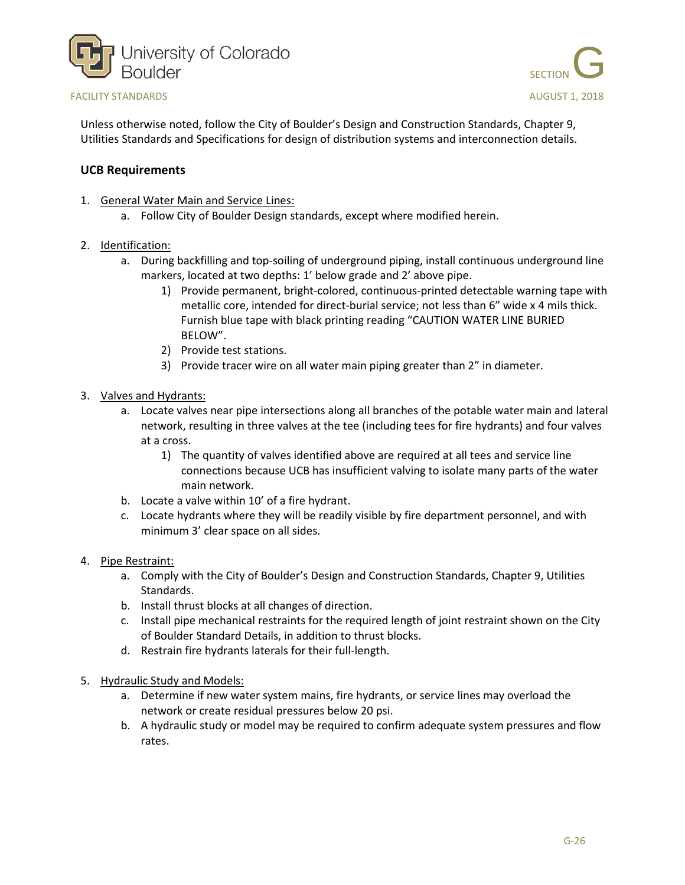Unless otherwise noted, follow the City of Boulder's Design and Construction Standards, Chapter 9, Utilities Standards and Specifications for design of distribution systems and interconnection details.

## UCB Requirements

1. General Water Main and Service Lines:
    a. Follow City of Boulder Design standards, except where modified herein.

2. Identification:
    a. During backfilling and top-soiling of underground piping, install continuous underground line markers, located at two depths: 1' below grade and 2' above pipe.
        1) Provide permanent, bright-colored, continuous-printed detectable warning tape with metallic core, intended for direct-burial service; not less than 6" wide x 4 mils thick. Furnish blue tape with black printing reading "CAUTION WATER LINE BURIED BELOW".
        2) Provide test stations.
        3) Provide tracer wire on all water main piping greater than 2" in diameter.

3. Valves and Hydrants:
    a. Locate valves near pipe intersections along all branches of the potable water main and lateral network, resulting in three valves at the tee (including tees for fire hydrants) and four valves at a cross.
        1) The quantity of valves identified above are required at all tees and service line connections because UCB has insufficient valving to isolate many parts of the water main network.
    b. Locate a valve within 10' of a fire hydrant.
    c. Locate hydrants where they will be readily visible by fire department personnel, and with minimum 3' clear space on all sides.

4. Pipe Restraint:
    a. Comply with the City of Boulder's Design and Construction Standards, Chapter 9, Utilities Standards.
    b. Install thrust blocks at all changes of direction.
    c. Install pipe mechanical restraints for the required length of joint restraint shown on the City of Boulder Standard Details, in addition to thrust blocks.
    d. Restrain fire hydrants laterals for their full-length.

5. Hydraulic Study and Models:
    a. Determine if new water system mains, fire hydrants, or service lines may overload the network or create residual pressures below 20 psi.
    b. A hydraulic study or model may be required to confirm adequate system pressures and flow rates.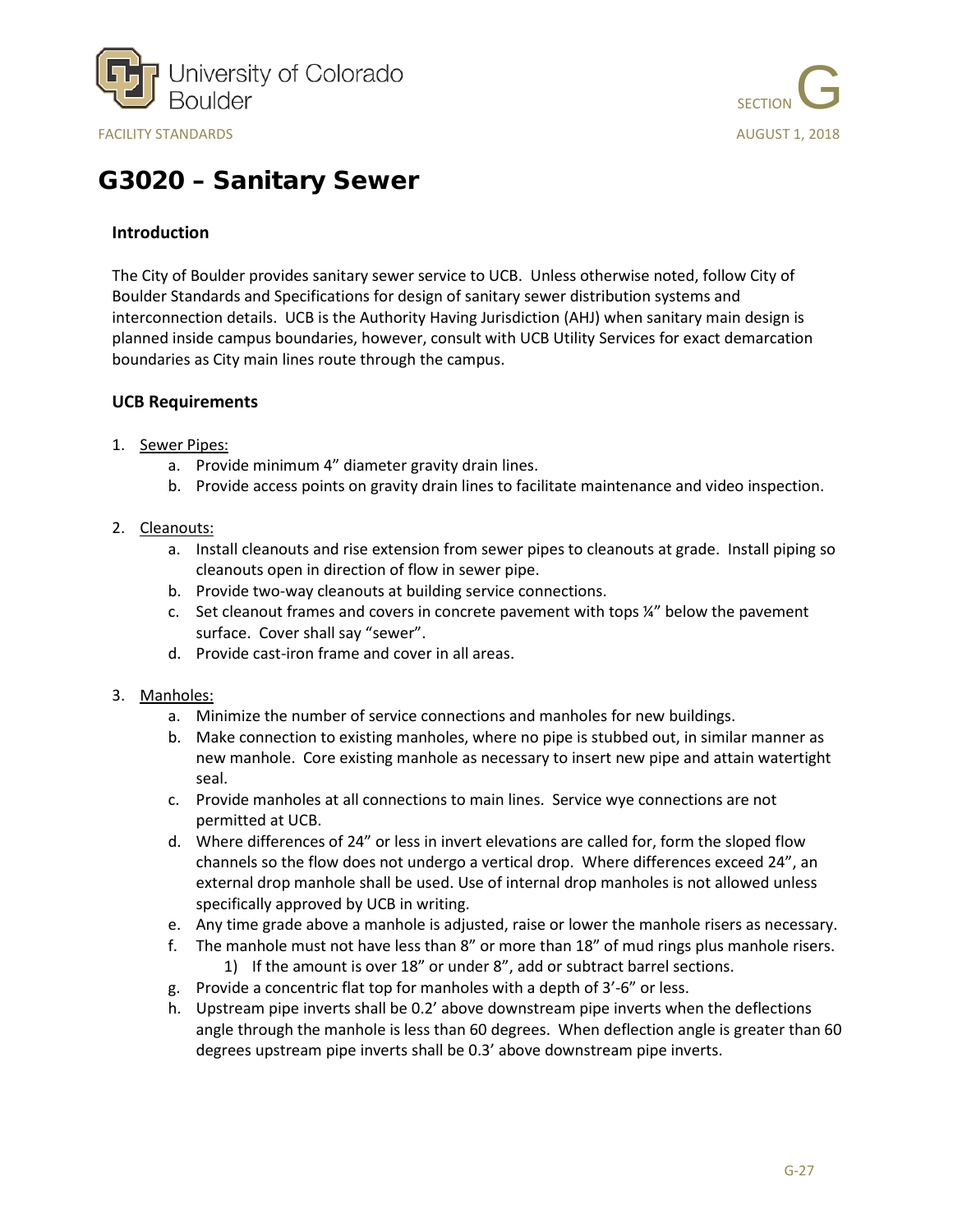# G3020 – Sanitary Sewer

### Introduction

The City of Boulder provides sanitary sewer service to UCB. Unless otherwise noted, follow City of Boulder Standards and Specifications for design of sanitary sewer distribution systems and interconnection details. UCB is the Authority Having Jurisdiction (AHJ) when sanitary main design is planned inside campus boundaries, however, consult with UCB Utility Services for exact demarcation boundaries as City main lines route through the campus.

### UCB Requirements

1. Sewer Pipes:
    a. Provide minimum 4" diameter gravity drain lines.
    b. Provide access points on gravity drain lines to facilitate maintenance and video inspection.

2. Cleanouts:
    a. Install cleanouts and rise extension from sewer pipes to cleanouts at grade. Install piping so cleanouts open in direction of flow in sewer pipe.
    b. Provide two-way cleanouts at building service connections.
    c. Set cleanout frames and covers in concrete pavement with tops ¼" below the pavement surface. Cover shall say "sewer".
    d. Provide cast-iron frame and cover in all areas.

3. Manholes:
    a. Minimize the number of service connections and manholes for new buildings.
    b. Make connection to existing manholes, where no pipe is stubbed out, in similar manner as new manhole. Core existing manhole as necessary to insert new pipe and attain watertight seal.
    c. Provide manholes at all connections to main lines. Service wye connections are not permitted at UCB.
    d. Where differences of 24" or less in invert elevations are called for, form the sloped flow channels so the flow does not undergo a vertical drop. Where differences exceed 24", an external drop manhole shall be used. Use of internal drop manholes is not allowed unless specifically approved by UCB in writing.
    e. Any time grade above a manhole is adjusted, raise or lower the manhole risers as necessary.
    f. The manhole must not have less than 8" or more than 18" of mud rings plus manhole risers.
        1) If the amount is over 18" or under 8", add or subtract barrel sections.
    g. Provide a concentric flat top for manholes with a depth of 3'-6" or less.
    h. Upstream pipe inverts shall be 0.2' above downstream pipe inverts when the deflections angle through the manhole is less than 60 degrees. When deflection angle is greater than 60 degrees upstream pipe inverts shall be 0.3' above downstream pipe inverts.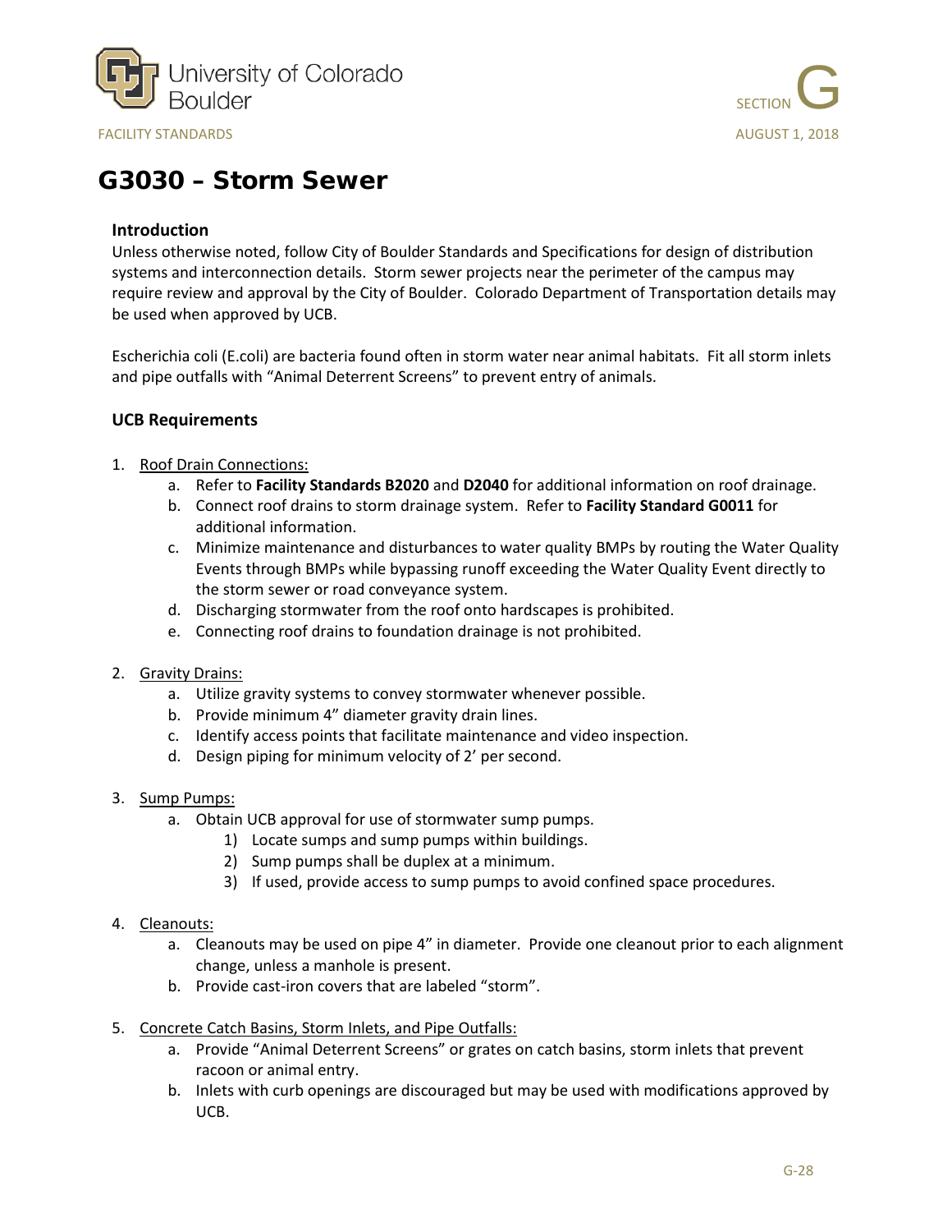# G3030 – Storm Sewer

### Introduction

Unless otherwise noted, follow City of Boulder Standards and Specifications for design of distribution systems and interconnection details. Storm sewer projects near the perimeter of the campus may require review and approval by the City of Boulder. Colorado Department of Transportation details may be used when approved by UCB.

Escherichia coli (E.coli) are bacteria found often in storm water near animal habitats. Fit all storm inlets and pipe outfalls with "Animal Deterrent Screens" to prevent entry of animals.

### UCB Requirements

1. Roof Drain Connections:
   a. Refer to **Facility Standards B2020** and **D2040** for additional information on roof drainage.
   b. Connect roof drains to storm drainage system. Refer to **Facility Standard G0011** for additional information.
   c. Minimize maintenance and disturbances to water quality BMPs by routing the Water Quality Events through BMPs while bypassing runoff exceeding the Water Quality Event directly to the storm sewer or road conveyance system.
   d. Discharging stormwater from the roof onto hardscapes is prohibited.
   e. Connecting roof drains to foundation drainage is not prohibited.

2. Gravity Drains:
   a. Utilize gravity systems to convey stormwater whenever possible.
   b. Provide minimum 4" diameter gravity drain lines.
   c. Identify access points that facilitate maintenance and video inspection.
   d. Design piping for minimum velocity of 2' per second.

3. Sump Pumps:
   a. Obtain UCB approval for use of stormwater sump pumps.
      1) Locate sumps and sump pumps within buildings.
      2) Sump pumps shall be duplex at a minimum.
      3) If used, provide access to sump pumps to avoid confined space procedures.

4. Cleanouts:
   a. Cleanouts may be used on pipe 4" in diameter. Provide one cleanout prior to each alignment change, unless a manhole is present.
   b. Provide cast-iron covers that are labeled "storm".

5. Concrete Catch Basins, Storm Inlets, and Pipe Outfalls:
   a. Provide "Animal Deterrent Screens" or grates on catch basins, storm inlets that prevent racoon or animal entry.
   b. Inlets with curb openings are discouraged but may be used with modifications approved by UCB.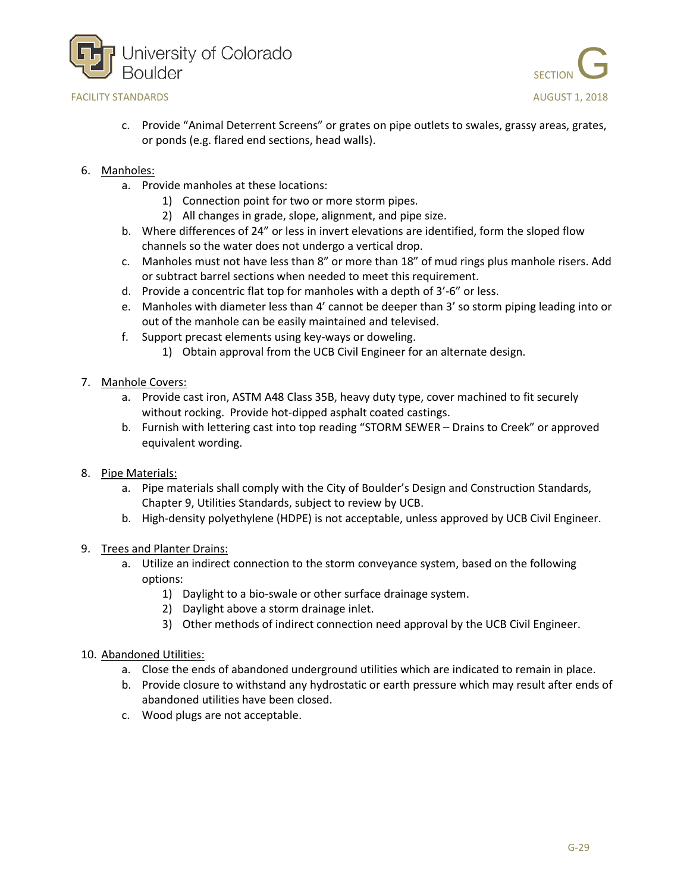c. Provide "Animal Deterrent Screens" or grates on pipe outlets to swales, grassy areas, grates, or ponds (e.g. flared end sections, head walls).

6. Manholes:
   a. Provide manholes at these locations:
      1) Connection point for two or more storm pipes.
      2) All changes in grade, slope, alignment, and pipe size.
   b. Where differences of 24" or less in invert elevations are identified, form the sloped flow channels so the water does not undergo a vertical drop.
   c. Manholes must not have less than 8" or more than 18" of mud rings plus manhole risers. Add or subtract barrel sections when needed to meet this requirement.
   d. Provide a concentric flat top for manholes with a depth of 3'-6" or less.
   e. Manholes with diameter less than 4' cannot be deeper than 3' so storm piping leading into or out of the manhole can be easily maintained and televised.
   f. Support precast elements using key-ways or doweling.
      1) Obtain approval from the UCB Civil Engineer for an alternate design.

7. Manhole Covers:
   a. Provide cast iron, ASTM A48 Class 35B, heavy duty type, cover machined to fit securely without rocking. Provide hot-dipped asphalt coated castings.
   b. Furnish with lettering cast into top reading "STORM SEWER – Drains to Creek" or approved equivalent wording.

8. Pipe Materials:
   a. Pipe materials shall comply with the City of Boulder's Design and Construction Standards, Chapter 9, Utilities Standards, subject to review by UCB.
   b. High-density polyethylene (HDPE) is not acceptable, unless approved by UCB Civil Engineer.

9. Trees and Planter Drains:
   a. Utilize an indirect connection to the storm conveyance system, based on the following options:
      1) Daylight to a bio-swale or other surface drainage system.
      2) Daylight above a storm drainage inlet.
      3) Other methods of indirect connection need approval by the UCB Civil Engineer.

10. Abandoned Utilities:
    a. Close the ends of abandoned underground utilities which are indicated to remain in place.
    b. Provide closure to withstand any hydrostatic or earth pressure which may result after ends of abandoned utilities have been closed.
    c. Wood plugs are not acceptable.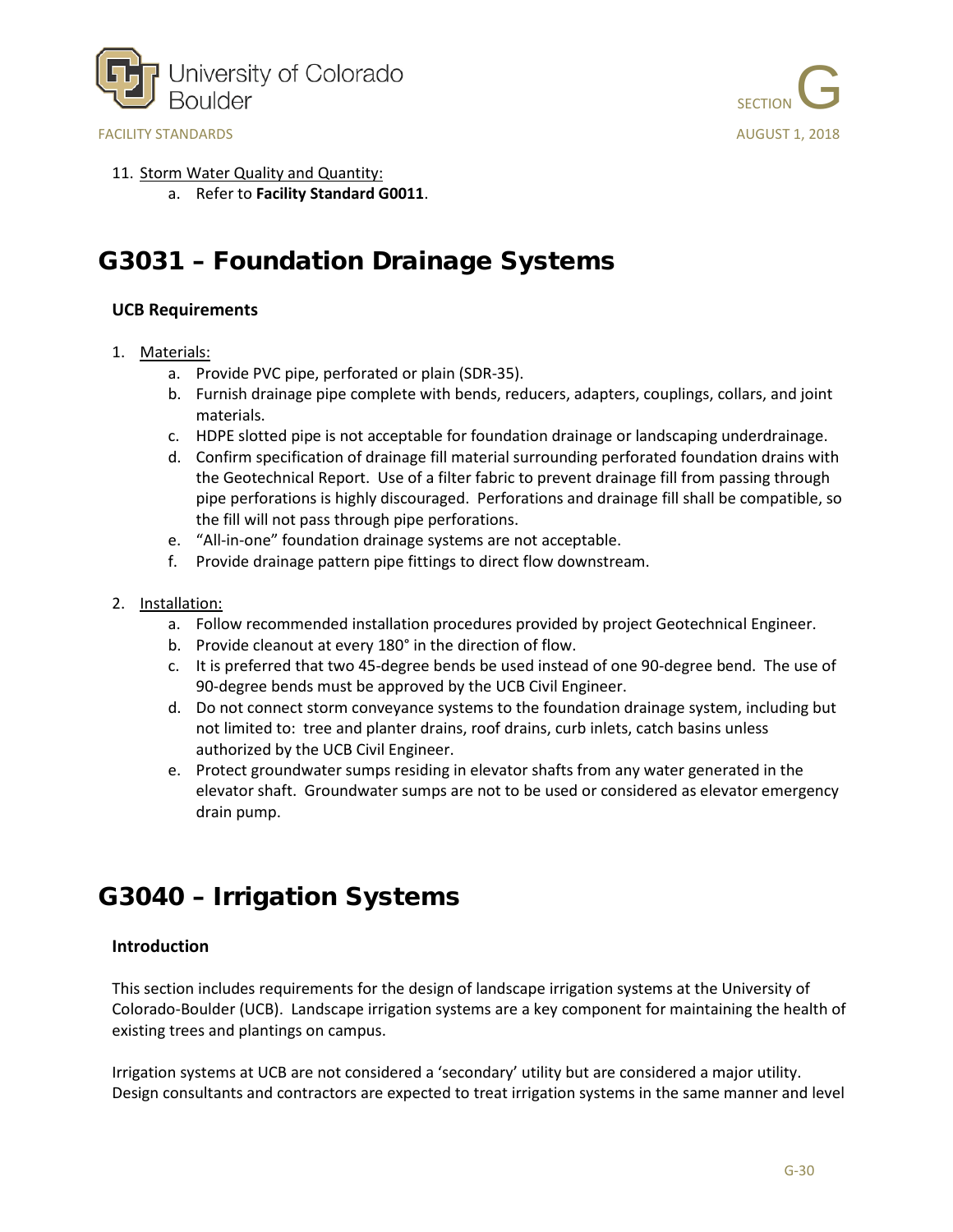11. Storm Water Quality and Quantity:
    a. Refer to **Facility Standard G0011**.

# G3031 – Foundation Drainage Systems

### UCB Requirements

1. Materials:
    a. Provide PVC pipe, perforated or plain (SDR-35).
    b. Furnish drainage pipe complete with bends, reducers, adapters, couplings, collars, and joint materials.
    c. HDPE slotted pipe is not acceptable for foundation drainage or landscaping underdrainage.
    d. Confirm specification of drainage fill material surrounding perforated foundation drains with the Geotechnical Report. Use of a filter fabric to prevent drainage fill from passing through pipe perforations is highly discouraged. Perforations and drainage fill shall be compatible, so the fill will not pass through pipe perforations.
    e. "All-in-one" foundation drainage systems are not acceptable.
    f. Provide drainage pattern pipe fittings to direct flow downstream.

2. Installation:
    a. Follow recommended installation procedures provided by project Geotechnical Engineer.
    b. Provide cleanout at every 180° in the direction of flow.
    c. It is preferred that two 45-degree bends be used instead of one 90-degree bend. The use of 90-degree bends must be approved by the UCB Civil Engineer.
    d. Do not connect storm conveyance systems to the foundation drainage system, including but not limited to: tree and planter drains, roof drains, curb inlets, catch basins unless authorized by the UCB Civil Engineer.
    e. Protect groundwater sumps residing in elevator shafts from any water generated in the elevator shaft. Groundwater sumps are not to be used or considered as elevator emergency drain pump.

# G3040 – Irrigation Systems

### Introduction

This section includes requirements for the design of landscape irrigation systems at the University of Colorado-Boulder (UCB). Landscape irrigation systems are a key component for maintaining the health of existing trees and plantings on campus.

Irrigation systems at UCB are not considered a 'secondary' utility but are considered a major utility. Design consultants and contractors are expected to treat irrigation systems in the same manner and level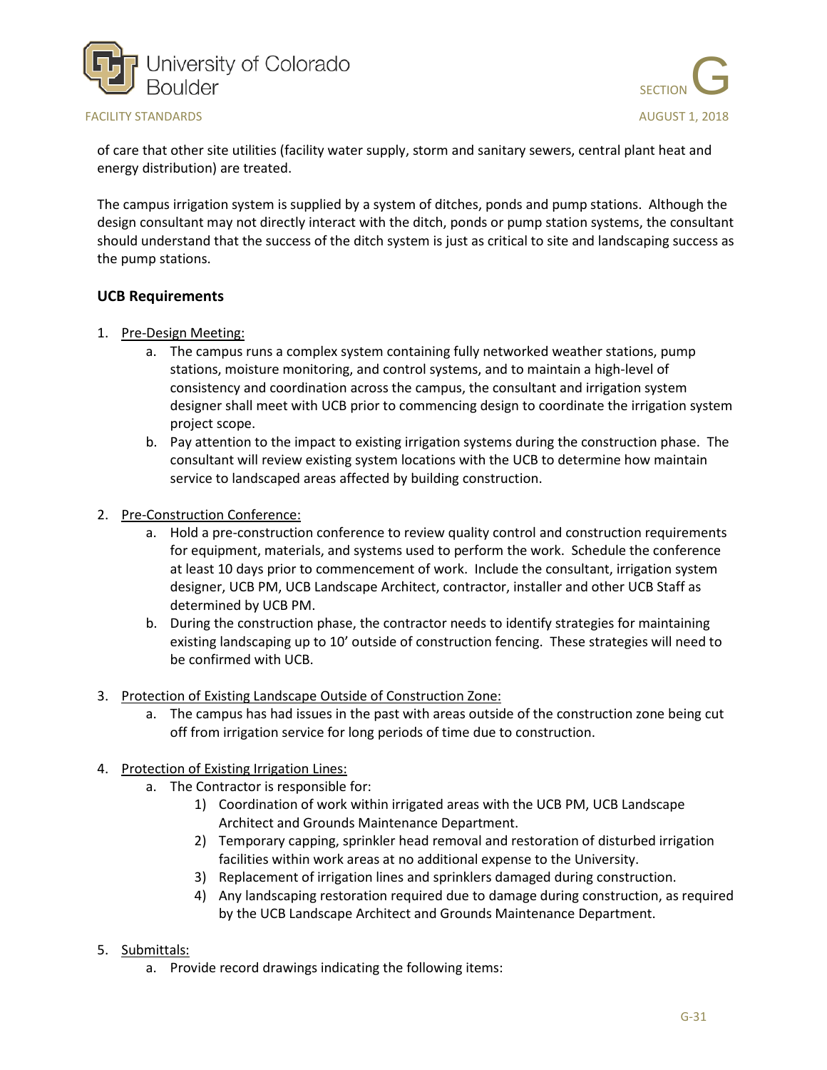of care that other site utilities (facility water supply, storm and sanitary sewers, central plant heat and energy distribution) are treated.

The campus irrigation system is supplied by a system of ditches, ponds and pump stations. Although the design consultant may not directly interact with the ditch, ponds or pump station systems, the consultant should understand that the success of the ditch system is just as critical to site and landscaping success as the pump stations.

### UCB Requirements

1. Pre-Design Meeting:
   a. The campus runs a complex system containing fully networked weather stations, pump stations, moisture monitoring, and control systems, and to maintain a high-level of consistency and coordination across the campus, the consultant and irrigation system designer shall meet with UCB prior to commencing design to coordinate the irrigation system project scope.
   b. Pay attention to the impact to existing irrigation systems during the construction phase. The consultant will review existing system locations with the UCB to determine how maintain service to landscaped areas affected by building construction.

2. Pre-Construction Conference:
   a. Hold a pre-construction conference to review quality control and construction requirements for equipment, materials, and systems used to perform the work. Schedule the conference at least 10 days prior to commencement of work. Include the consultant, irrigation system designer, UCB PM, UCB Landscape Architect, contractor, installer and other UCB Staff as determined by UCB PM.
   b. During the construction phase, the contractor needs to identify strategies for maintaining existing landscaping up to 10' outside of construction fencing. These strategies will need to be confirmed with UCB.

3. Protection of Existing Landscape Outside of Construction Zone:
   a. The campus has had issues in the past with areas outside of the construction zone being cut off from irrigation service for long periods of time due to construction.

4. Protection of Existing Irrigation Lines:
   a. The Contractor is responsible for:
      1) Coordination of work within irrigated areas with the UCB PM, UCB Landscape Architect and Grounds Maintenance Department.
      2) Temporary capping, sprinkler head removal and restoration of disturbed irrigation facilities within work areas at no additional expense to the University.
      3) Replacement of irrigation lines and sprinklers damaged during construction.
      4) Any landscaping restoration required due to damage during construction, as required by the UCB Landscape Architect and Grounds Maintenance Department.

5. Submittals:
   a. Provide record drawings indicating the following items: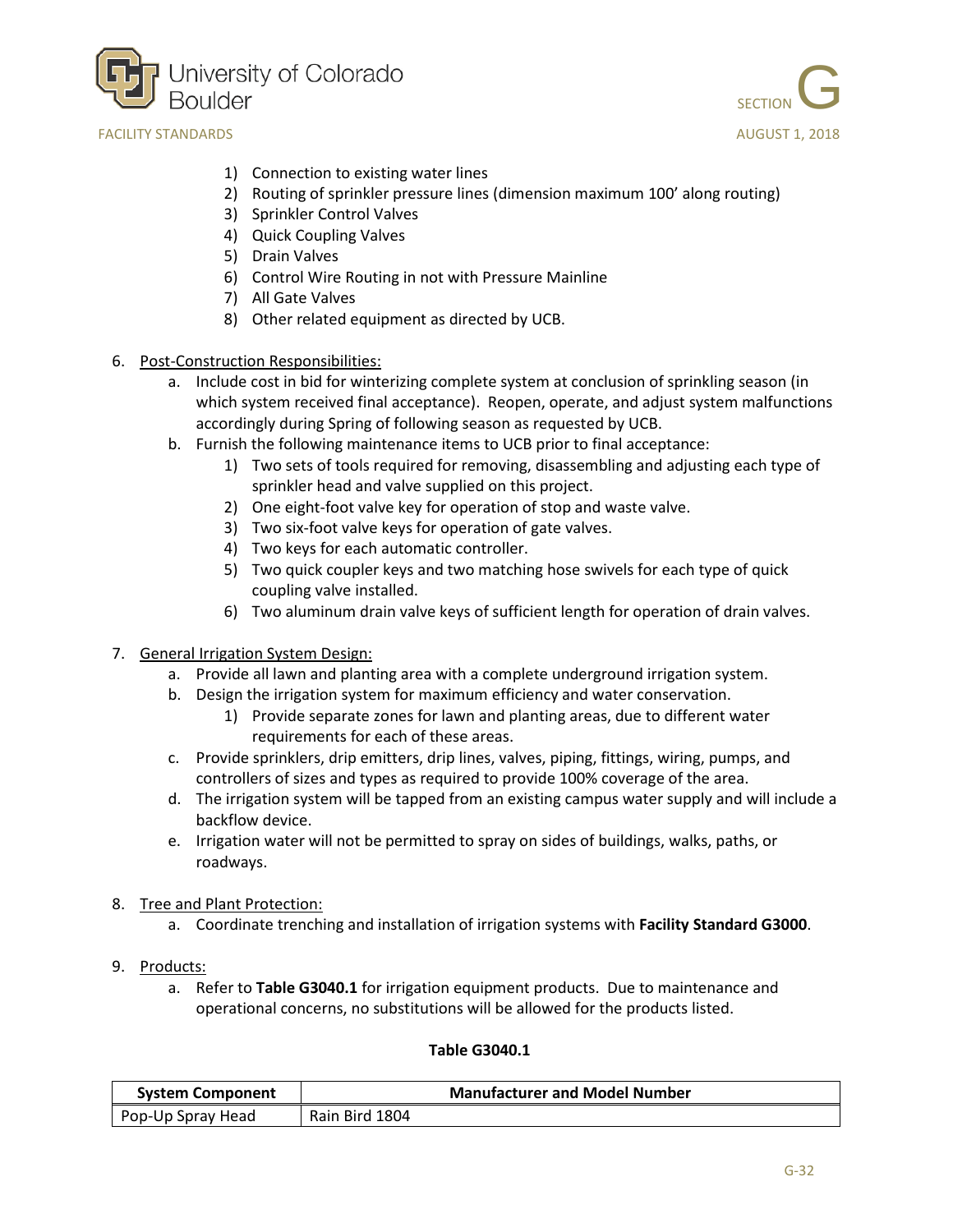1) Connection to existing water lines
2) Routing of sprinkler pressure lines (dimension maximum 100' along routing)
3) Sprinkler Control Valves
4) Quick Coupling Valves
5) Drain Valves
6) Control Wire Routing in not with Pressure Mainline
7) All Gate Valves
8) Other related equipment as directed by UCB.

6. Post-Construction Responsibilities:
   a. Include cost in bid for winterizing complete system at conclusion of sprinkling season (in which system received final acceptance). Reopen, operate, and adjust system malfunctions accordingly during Spring of following season as requested by UCB.
   b. Furnish the following maintenance items to UCB prior to final acceptance:
      1) Two sets of tools required for removing, disassembling and adjusting each type of sprinkler head and valve supplied on this project.
      2) One eight-foot valve key for operation of stop and waste valve.
      3) Two six-foot valve keys for operation of gate valves.
      4) Two keys for each automatic controller.
      5) Two quick coupler keys and two matching hose swivels for each type of quick coupling valve installed.
      6) Two aluminum drain valve keys of sufficient length for operation of drain valves.

7. General Irrigation System Design:
   a. Provide all lawn and planting area with a complete underground irrigation system.
   b. Design the irrigation system for maximum efficiency and water conservation.
      1) Provide separate zones for lawn and planting areas, due to different water requirements for each of these areas.
   c. Provide sprinklers, drip emitters, drip lines, valves, piping, fittings, wiring, pumps, and controllers of sizes and types as required to provide 100% coverage of the area.
   d. The irrigation system will be tapped from an existing campus water supply and will include a backflow device.
   e. Irrigation water will not be permitted to spray on sides of buildings, walks, paths, or roadways.

8. Tree and Plant Protection:
   a. Coordinate trenching and installation of irrigation systems with **Facility Standard G3000**.

9. Products:
   a. Refer to **Table G3040.1** for irrigation equipment products. Due to maintenance and operational concerns, no substitutions will be allowed for the products listed.

**Table G3040.1**

| System Component | Manufacturer and Model Number |
|---|---|
| Pop-Up Spray Head | Rain Bird 1804 |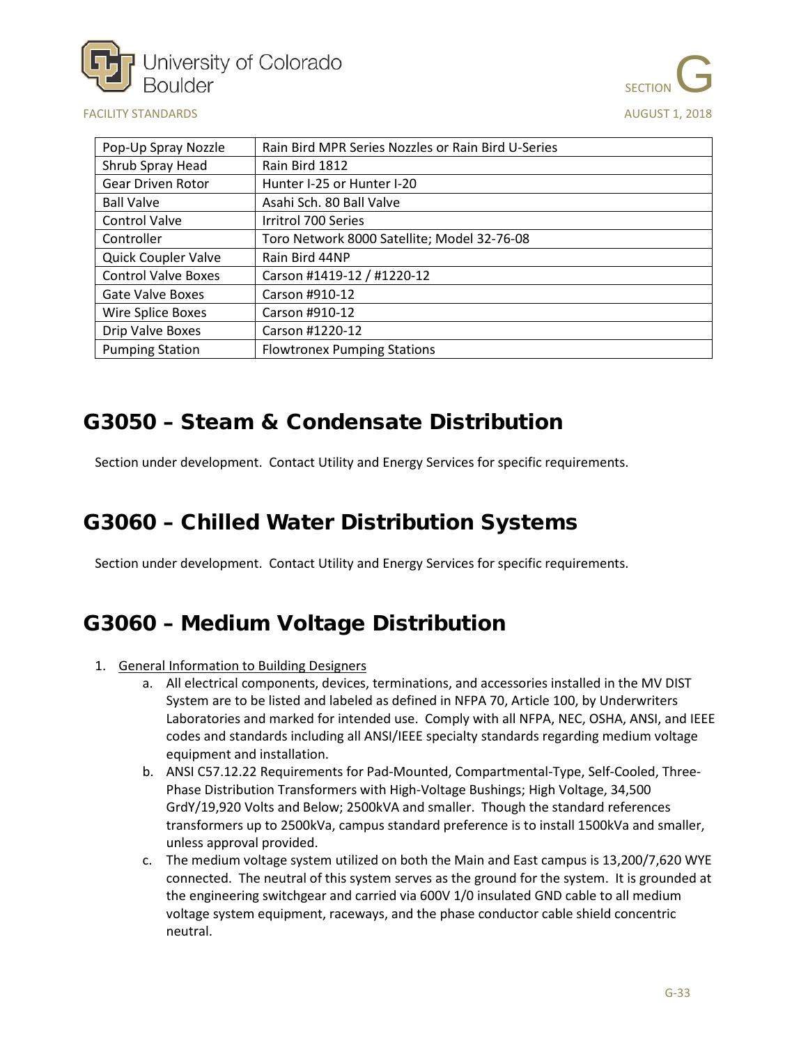| Pop-Up Spray Nozzle | Rain Bird MPR Series Nozzles or Rain Bird U-Series |
|---|---|
| Shrub Spray Head | Rain Bird 1812 |
| Gear Driven Rotor | Hunter I-25 or Hunter I-20 |
| Ball Valve | Asahi Sch. 80 Ball Valve |
| Control Valve | Irritrol 700 Series |
| Controller | Toro Network 8000 Satellite; Model 32-76-08 |
| Quick Coupler Valve | Rain Bird 44NP |
| Control Valve Boxes | Carson #1419-12 / #1220-12 |
| Gate Valve Boxes | Carson #910-12 |
| Wire Splice Boxes | Carson #910-12 |
| Drip Valve Boxes | Carson #1220-12 |
| Pumping Station | Flowtronex Pumping Stations |

# G3050 – Steam & Condensate Distribution

Section under development. Contact Utility and Energy Services for specific requirements.

# G3060 – Chilled Water Distribution Systems

Section under development. Contact Utility and Energy Services for specific requirements.

# G3060 – Medium Voltage Distribution

1. General Information to Building Designers
   a. All electrical components, devices, terminations, and accessories installed in the MV DIST System are to be listed and labeled as defined in NFPA 70, Article 100, by Underwriters Laboratories and marked for intended use. Comply with all NFPA, NEC, OSHA, ANSI, and IEEE codes and standards including all ANSI/IEEE specialty standards regarding medium voltage equipment and installation.
   b. ANSI C57.12.22 Requirements for Pad-Mounted, Compartmental-Type, Self-Cooled, Three-Phase Distribution Transformers with High-Voltage Bushings; High Voltage, 34,500 GrdY/19,920 Volts and Below; 2500kVA and smaller. Though the standard references transformers up to 2500kVa, campus standard preference is to install 1500kVa and smaller, unless approval provided.
   c. The medium voltage system utilized on both the Main and East campus is 13,200/7,620 WYE connected. The neutral of this system serves as the ground for the system. It is grounded at the engineering switchgear and carried via 600V 1/0 insulated GND cable to all medium voltage system equipment, raceways, and the phase conductor cable shield concentric neutral.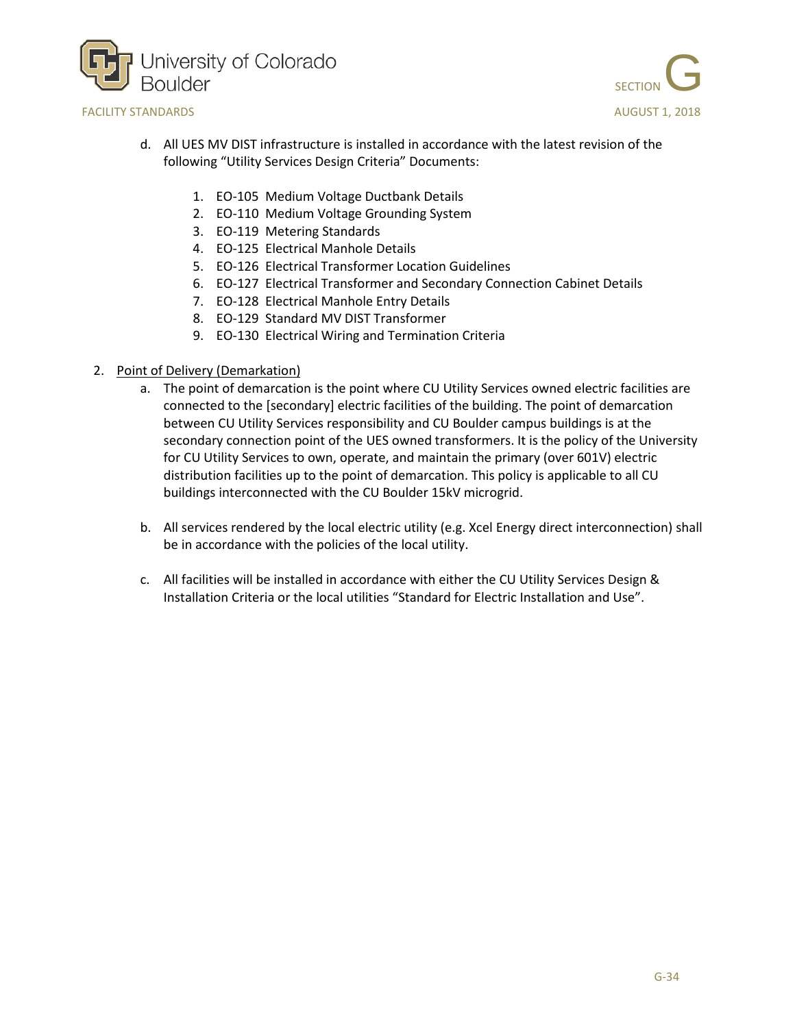d. All UES MV DIST infrastructure is installed in accordance with the latest revision of the following “Utility Services Design Criteria” Documents:

   1. EO-105 Medium Voltage Ductbank Details
   2. EO-110 Medium Voltage Grounding System
   3. EO-119 Metering Standards
   4. EO-125 Electrical Manhole Details
   5. EO-126 Electrical Transformer Location Guidelines
   6. EO-127 Electrical Transformer and Secondary Connection Cabinet Details
   7. EO-128 Electrical Manhole Entry Details
   8. EO-129 Standard MV DIST Transformer
   9. EO-130 Electrical Wiring and Termination Criteria

2. <u>Point of Delivery (Demarkation)</u>

   a. The point of demarcation is the point where CU Utility Services owned electric facilities are connected to the [secondary] electric facilities of the building. The point of demarcation between CU Utility Services responsibility and CU Boulder campus buildings is at the secondary connection point of the UES owned transformers. It is the policy of the University for CU Utility Services to own, operate, and maintain the primary (over 601V) electric distribution facilities up to the point of demarcation. This policy is applicable to all CU buildings interconnected with the CU Boulder 15kV microgrid.

   b. All services rendered by the local electric utility (e.g. Xcel Energy direct interconnection) shall be in accordance with the policies of the local utility.

   c. All facilities will be installed in accordance with either the CU Utility Services Design & Installation Criteria or the local utilities “Standard for Electric Installation and Use”.